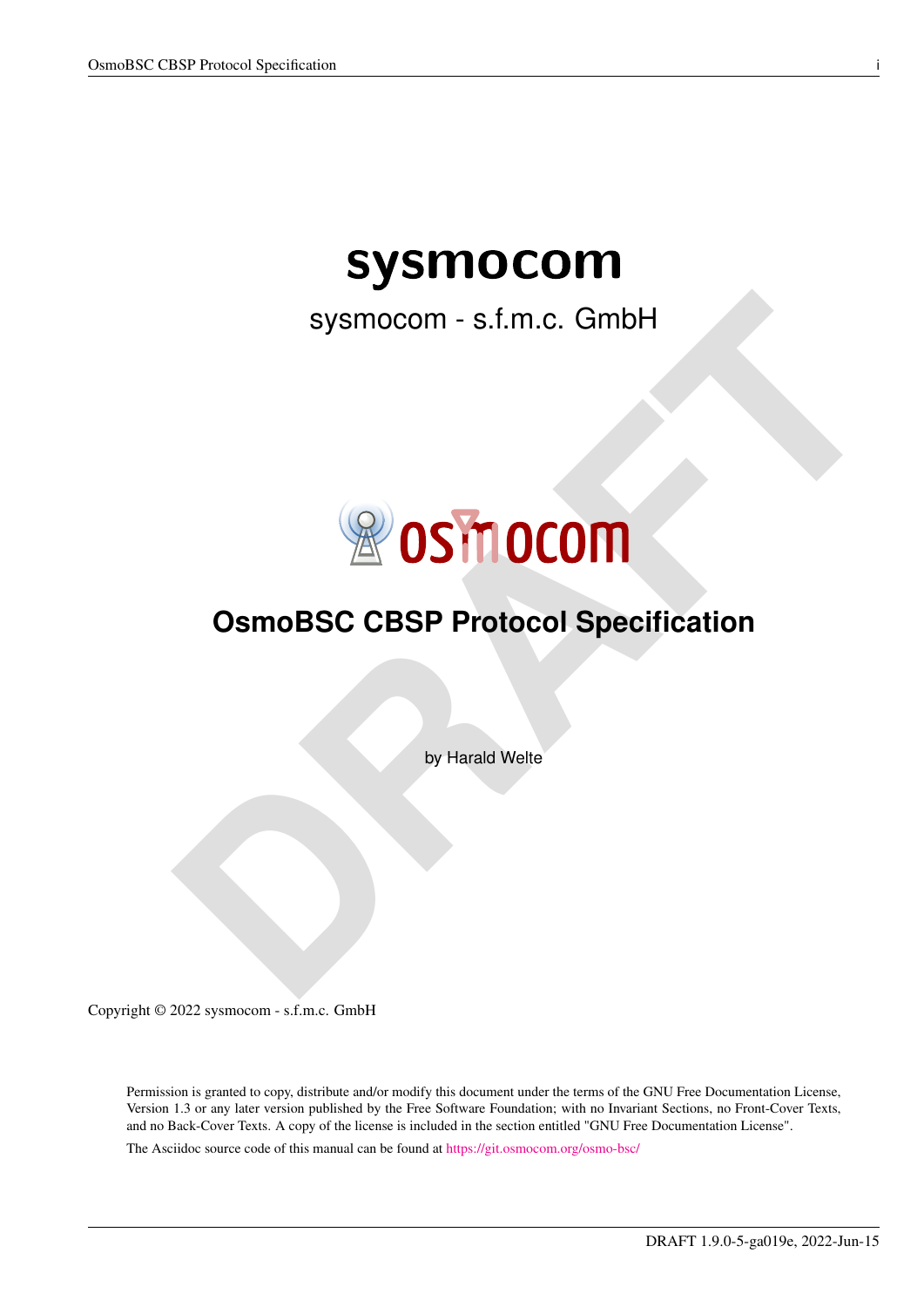# sysmocom

sysmocom - s.f.m.c. GmbH

# OsmoBSC CBSP Protocol Specification

by Harald Welte

Copyright © 2022 sysmocom - s.f.m.c. GmbH

Permission is granted to copy, distribute and/or modify this document under the terms of the GNU Free Documentation License, Version 1.3 or any later version published by the Free Software Foundation; with no Invariant Sections, no Front-Cover Texts, and no Back-Cover Texts. A copy of the license is included in the section entitled "GNU Free Documentation License".

The Asciidoc source code of this manual can be found at https://git.osmocom.org/osmo-bsc/

DRAFT 1.9.0-5-ga019e, 2022-Jun-15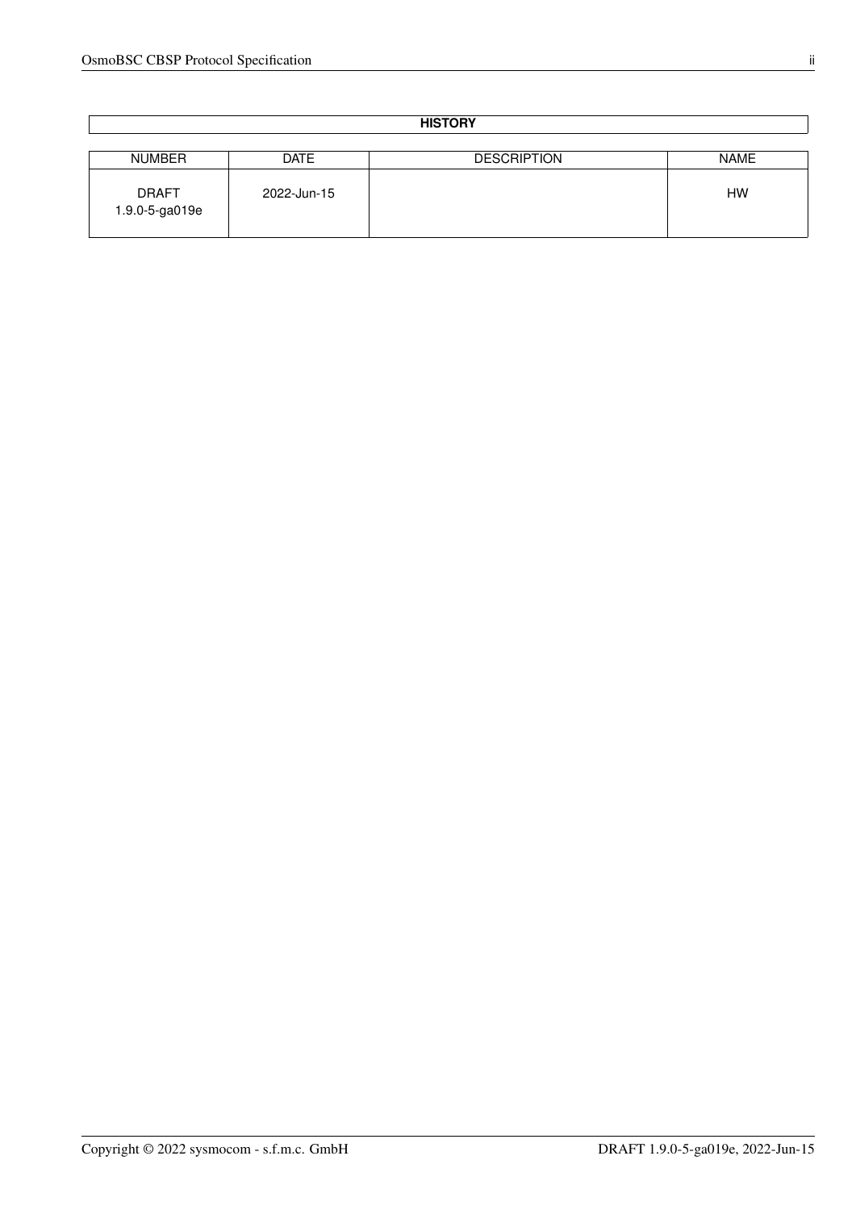| HISTORY | | | |
| --- | --- | --- | --- |
| NUMBER | DATE | DESCRIPTION | NAME |
| DRAFT 1.9.0-5-ga019e | 2022-Jun-15 | | HW |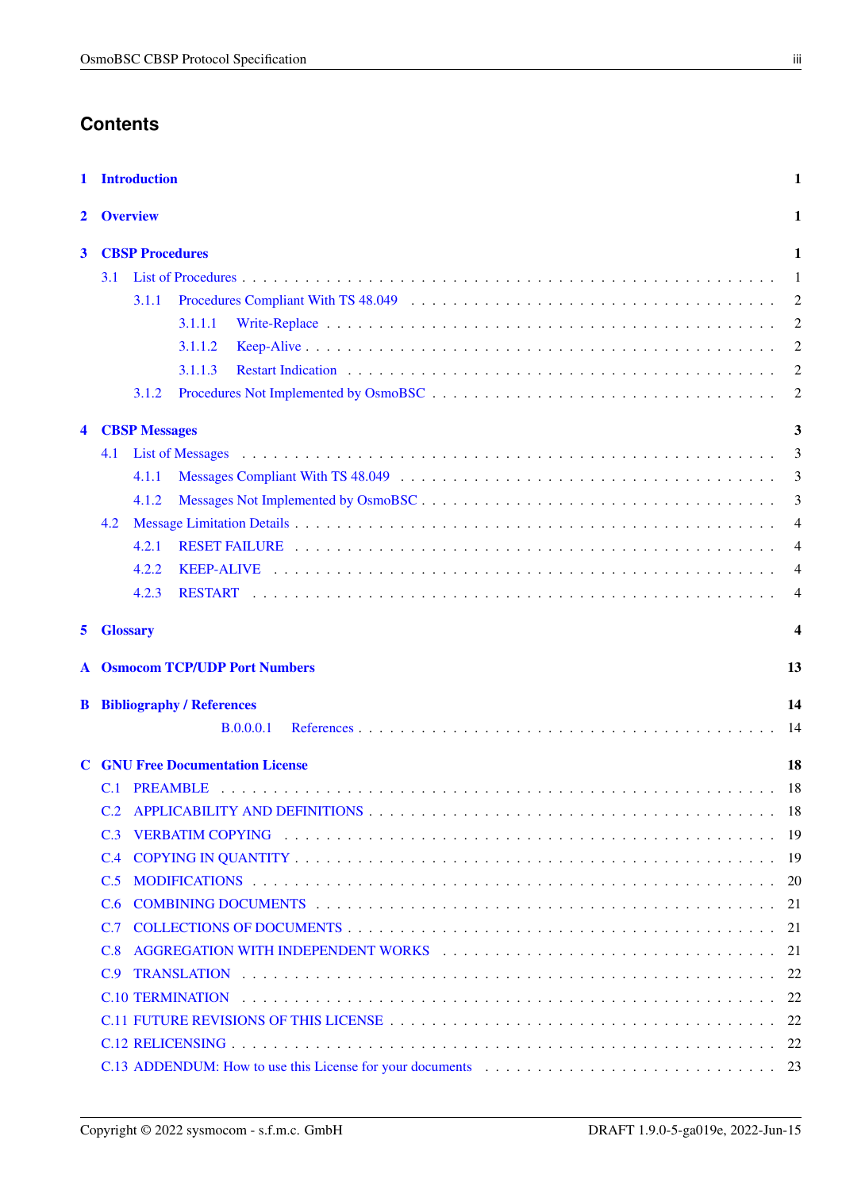# Contents

**1 Introduction** 1

**2 Overview** 1

**3 CBSP Procedures** 1

- 3.1 List of Procedures 1
  - 3.1.1 Procedures Compliant With TS 48.049 2
    - 3.1.1.1 Write-Replace 2
    - 3.1.1.2 Keep-Alive 2
    - 3.1.1.3 Restart Indication 2
  - 3.1.2 Procedures Not Implemented by OsmoBSC 2

**4 CBSP Messages** 3

- 4.1 List of Messages 3
  - 4.1.1 Messages Compliant With TS 48.049 3
  - 4.1.2 Messages Not Implemented by OsmoBSC 3
- 4.2 Message Limitation Details 4
  - 4.2.1 RESET FAILURE 4
  - 4.2.2 KEEP-ALIVE 4
  - 4.2.3 RESTART 4

**5 Glossary** 4

**A Osmocom TCP/UDP Port Numbers** 13

**B Bibliography / References** 14

- B.0.0.0.1 References 14

**C GNU Free Documentation License** 18

- C.1 PREAMBLE 18
- C.2 APPLICABILITY AND DEFINITIONS 18
- C.3 VERBATIM COPYING 19
- C.4 COPYING IN QUANTITY 19
- C.5 MODIFICATIONS 20
- C.6 COMBINING DOCUMENTS 21
- C.7 COLLECTIONS OF DOCUMENTS 21
- C.8 AGGREGATION WITH INDEPENDENT WORKS 21
- C.9 TRANSLATION 22
- C.10 TERMINATION 22
- C.11 FUTURE REVISIONS OF THIS LICENSE 22
- C.12 RELICENSING 22
- C.13 ADDENDUM: How to use this License for your documents 23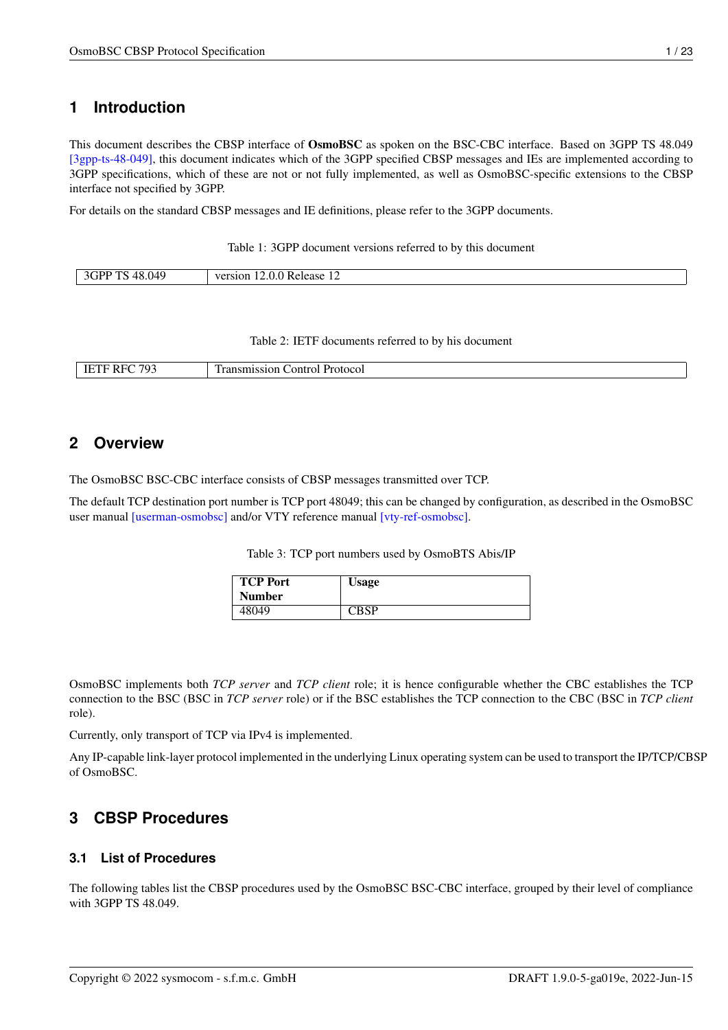# 1 Introduction

This document describes the CBSP interface of **OsmoBSC** as spoken on the BSC-CBC interface. Based on 3GPP TS 48.049 [3gpp-ts-48-049], this document indicates which of the 3GPP specified CBSP messages and IEs are implemented according to 3GPP specifications, which of these are not or not fully implemented, as well as OsmoBSC-specific extensions to the CBSP interface not specified by 3GPP.

For details on the standard CBSP messages and IE definitions, please refer to the 3GPP documents.

Table 1: 3GPP document versions referred to by this document

| | |
|---|---|
| 3GPP TS 48.049 | version 12.0.0 Release 12 |

Table 2: IETF documents referred to by his document

| | |
|---|---|
| IETF RFC 793 | Transmission Control Protocol |

# 2 Overview

The OsmoBSC BSC-CBC interface consists of CBSP messages transmitted over TCP.

The default TCP destination port number is TCP port 48049; this can be changed by configuration, as described in the OsmoBSC user manual [userman-osmobsc] and/or VTY reference manual [vty-ref-osmobsc].

Table 3: TCP port numbers used by OsmoBTS Abis/IP

| TCP Port Number | Usage |
|---|---|
| 48049 | CBSP |

OsmoBSC implements both *TCP server* and *TCP client* role; it is hence configurable whether the CBC establishes the TCP connection to the BSC (BSC in *TCP server* role) or if the BSC establishes the TCP connection to the CBC (BSC in *TCP client* role).

Currently, only transport of TCP via IPv4 is implemented.

Any IP-capable link-layer protocol implemented in the underlying Linux operating system can be used to transport the IP/TCP/CBSP of OsmoBSC.

# 3 CBSP Procedures

## 3.1 List of Procedures

The following tables list the CBSP procedures used by the OsmoBSC BSC-CBC interface, grouped by their level of compliance with 3GPP TS 48.049.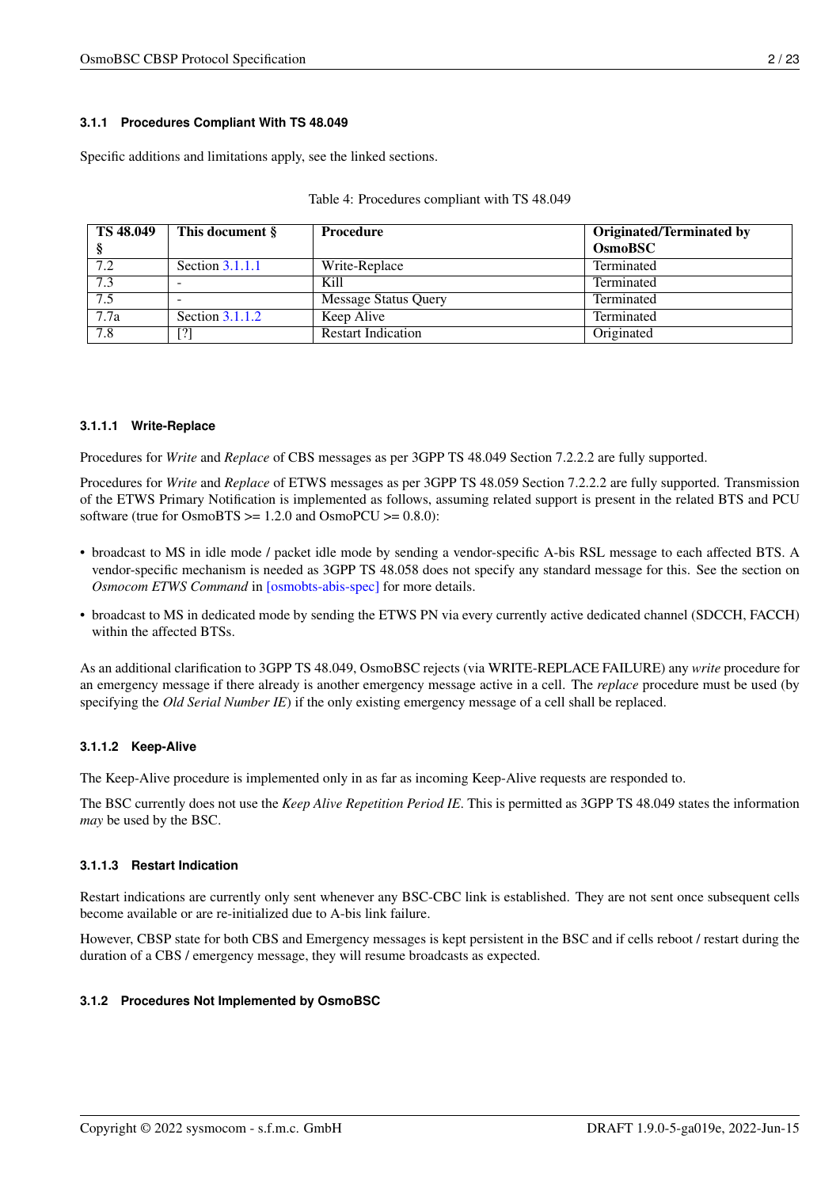#### 3.1.1 Procedures Compliant With TS 48.049

Specific additions and limitations apply, see the linked sections.

Table 4: Procedures compliant with TS 48.049

| TS 48.049 § | This document § | Procedure | Originated/Terminated by OsmoBSC |
|---|---|---|---|
| 7.2 | Section 3.1.1.1 | Write-Replace | Terminated |
| 7.3 | - | Kill | Terminated |
| 7.5 | - | Message Status Query | Terminated |
| 7.7a | Section 3.1.1.2 | Keep Alive | Terminated |
| 7.8 | [?] | Restart Indication | Originated |

##### 3.1.1.1 Write-Replace

Procedures for *Write* and *Replace* of CBS messages as per 3GPP TS 48.049 Section 7.2.2.2 are fully supported.

Procedures for *Write* and *Replace* of ETWS messages as per 3GPP TS 48.059 Section 7.2.2.2 are fully supported. Transmission of the ETWS Primary Notification is implemented as follows, assuming related support is present in the related BTS and PCU software (true for OsmoBTS >= 1.2.0 and OsmoPCU >= 0.8.0):

- broadcast to MS in idle mode / packet idle mode by sending a vendor-specific A-bis RSL message to each affected BTS. A vendor-specific mechanism is needed as 3GPP TS 48.058 does not specify any standard message for this. See the section on *Osmocom ETWS Command* in [osmobts-abis-spec] for more details.
- broadcast to MS in dedicated mode by sending the ETWS PN via every currently active dedicated channel (SDCCH, FACCH) within the affected BTSs.

As an additional clarification to 3GPP TS 48.049, OsmoBSC rejects (via WRITE-REPLACE FAILURE) any *write* procedure for an emergency message if there already is another emergency message active in a cell. The *replace* procedure must be used (by specifying the *Old Serial Number IE*) if the only existing emergency message of a cell shall be replaced.

##### 3.1.1.2 Keep-Alive

The Keep-Alive procedure is implemented only in as far as incoming Keep-Alive requests are responded to.

The BSC currently does not use the *Keep Alive Repetition Period IE*. This is permitted as 3GPP TS 48.049 states the information *may* be used by the BSC.

##### 3.1.1.3 Restart Indication

Restart indications are currently only sent whenever any BSC-CBC link is established. They are not sent once subsequent cells become available or are re-initialized due to A-bis link failure.

However, CBSP state for both CBS and Emergency messages is kept persistent in the BSC and if cells reboot / restart during the duration of a CBS / emergency message, they will resume broadcasts as expected.

#### 3.1.2 Procedures Not Implemented by OsmoBSC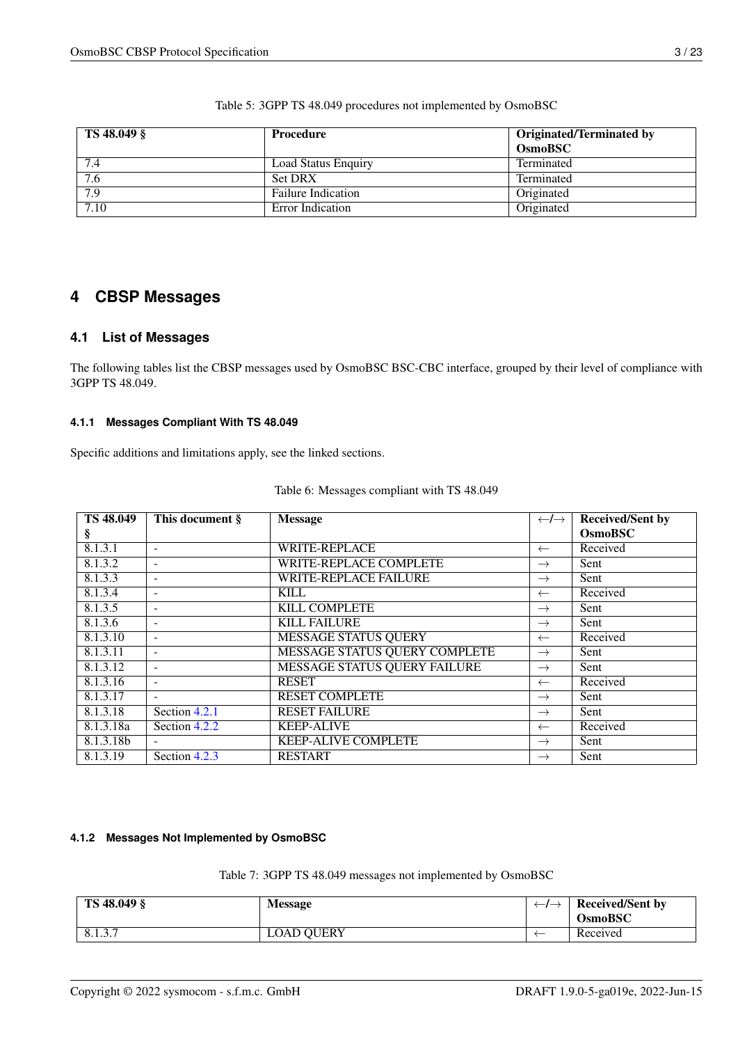Table 5: 3GPP TS 48.049 procedures not implemented by OsmoBSC

| TS 48.049 § | Procedure | Originated/Terminated by OsmoBSC |
|---|---|---|
| 7.4 | Load Status Enquiry | Terminated |
| 7.6 | Set DRX | Terminated |
| 7.9 | Failure Indication | Originated |
| 7.10 | Error Indication | Originated |

# 4 CBSP Messages

## 4.1 List of Messages

The following tables list the CBSP messages used by OsmoBSC BSC-CBC interface, grouped by their level of compliance with 3GPP TS 48.049.

### 4.1.1 Messages Compliant With TS 48.049

Specific additions and limitations apply, see the linked sections.

Table 6: Messages compliant with TS 48.049

| TS 48.049 § | This document § | Message | ←/→ | Received/Sent by OsmoBSC |
|---|---|---|---|---|
| 8.1.3.1 | - | WRITE-REPLACE | ← | Received |
| 8.1.3.2 | - | WRITE-REPLACE COMPLETE | → | Sent |
| 8.1.3.3 | - | WRITE-REPLACE FAILURE | → | Sent |
| 8.1.3.4 | - | KILL | ← | Received |
| 8.1.3.5 | - | KILL COMPLETE | → | Sent |
| 8.1.3.6 | - | KILL FAILURE | → | Sent |
| 8.1.3.10 | - | MESSAGE STATUS QUERY | ← | Received |
| 8.1.3.11 | - | MESSAGE STATUS QUERY COMPLETE | → | Sent |
| 8.1.3.12 | - | MESSAGE STATUS QUERY FAILURE | → | Sent |
| 8.1.3.16 | - | RESET | ← | Received |
| 8.1.3.17 | - | RESET COMPLETE | → | Sent |
| 8.1.3.18 | Section 4.2.1 | RESET FAILURE | → | Sent |
| 8.1.3.18a | Section 4.2.2 | KEEP-ALIVE | ← | Received |
| 8.1.3.18b | - | KEEP-ALIVE COMPLETE | → | Sent |
| 8.1.3.19 | Section 4.2.3 | RESTART | → | Sent |

### 4.1.2 Messages Not Implemented by OsmoBSC

Table 7: 3GPP TS 48.049 messages not implemented by OsmoBSC

| TS 48.049 § | Message | ←/→ | Received/Sent by OsmoBSC |
|---|---|---|---|
| 8.1.3.7 | LOAD QUERY | ← | Received |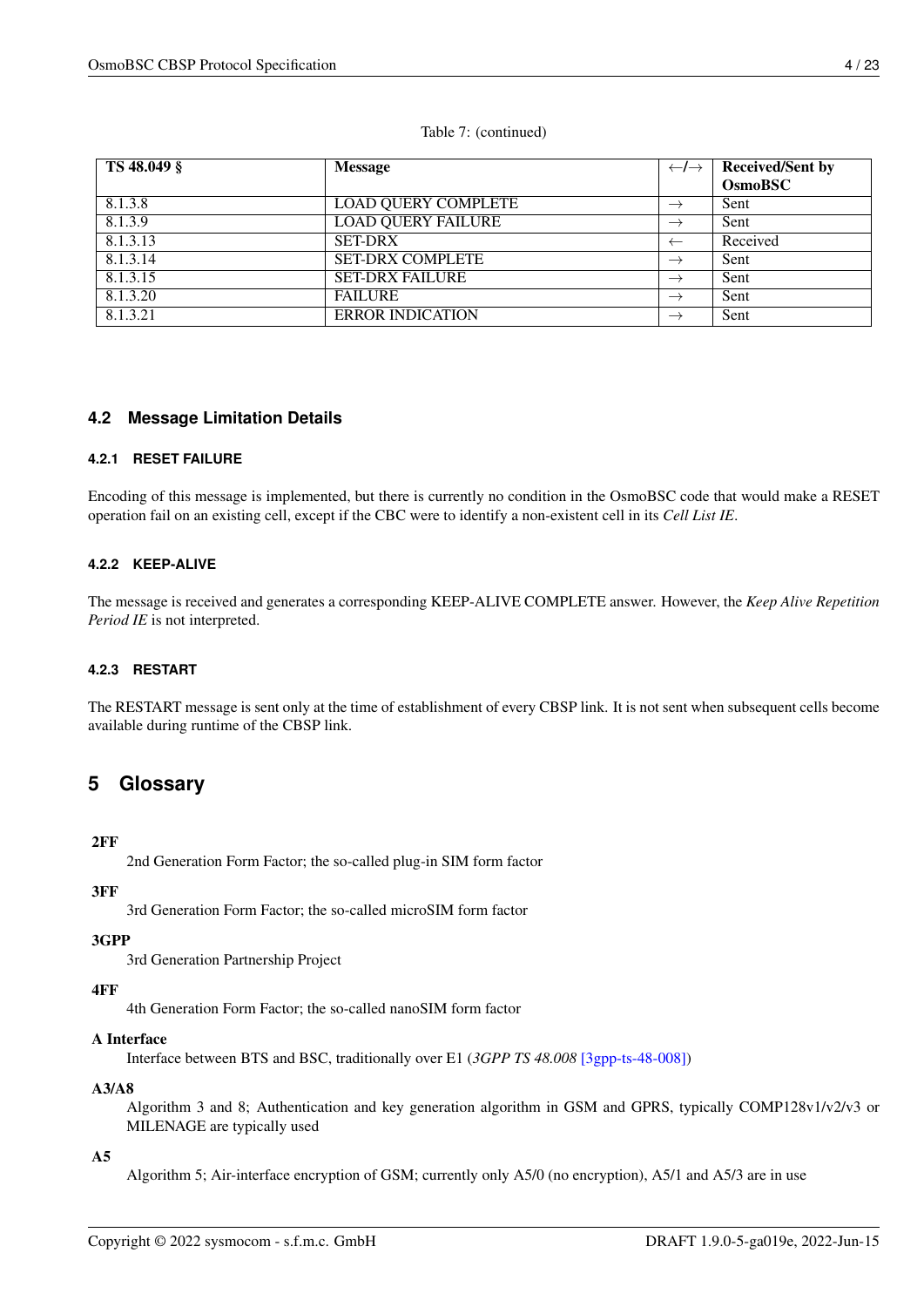Table 7: (continued)

| TS 48.049 § | Message | ←/→ | Received/Sent by OsmoBSC |
|---|---|---|---|
| 8.1.3.8 | LOAD QUERY COMPLETE | → | Sent |
| 8.1.3.9 | LOAD QUERY FAILURE | → | Sent |
| 8.1.3.13 | SET-DRX | ← | Received |
| 8.1.3.14 | SET-DRX COMPLETE | → | Sent |
| 8.1.3.15 | SET-DRX FAILURE | → | Sent |
| 8.1.3.20 | FAILURE | → | Sent |
| 8.1.3.21 | ERROR INDICATION | → | Sent |

### 4.2 Message Limitation Details

#### 4.2.1 RESET FAILURE

Encoding of this message is implemented, but there is currently no condition in the OsmoBSC code that would make a RESET operation fail on an existing cell, except if the CBC were to identify a non-existent cell in its *Cell List IE*.

#### 4.2.2 KEEP-ALIVE

The message is received and generates a corresponding KEEP-ALIVE COMPLETE answer. However, the *Keep Alive Repetition Period IE* is not interpreted.

#### 4.2.3 RESTART

The RESTART message is sent only at the time of establishment of every CBSP link. It is not sent when subsequent cells become available during runtime of the CBSP link.

## 5 Glossary

**2FF**
2nd Generation Form Factor; the so-called plug-in SIM form factor

**3FF**
3rd Generation Form Factor; the so-called microSIM form factor

**3GPP**
3rd Generation Partnership Project

**4FF**
4th Generation Form Factor; the so-called nanoSIM form factor

**A Interface**
Interface between BTS and BSC, traditionally over E1 (*3GPP TS 48.008* [3gpp-ts-48-008])

**A3/A8**
Algorithm 3 and 8; Authentication and key generation algorithm in GSM and GPRS, typically COMP128v1/v2/v3 or MILENAGE are typically used

**A5**
Algorithm 5; Air-interface encryption of GSM; currently only A5/0 (no encryption), A5/1 and A5/3 are in use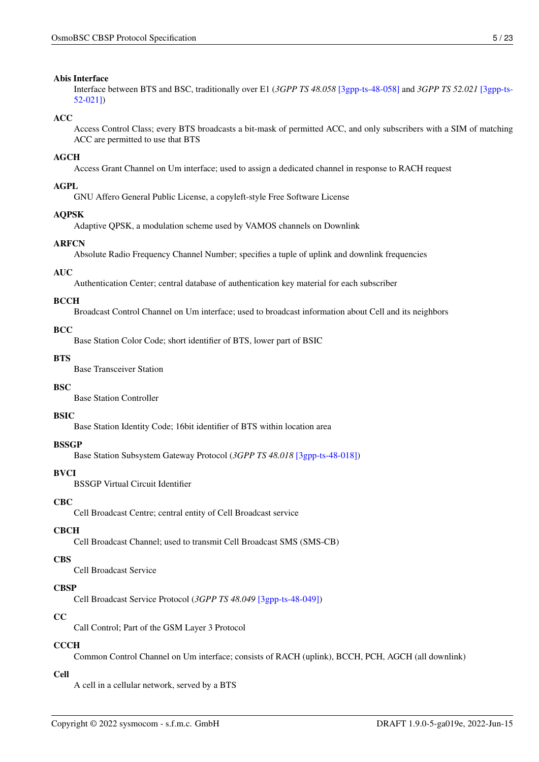**Abis Interface**
: Interface between BTS and BSC, traditionally over E1 (*3GPP TS 48.058* [3gpp-ts-48-058] and *3GPP TS 52.021* [3gpp-ts-52-021])

**ACC**
: Access Control Class; every BTS broadcasts a bit-mask of permitted ACC, and only subscribers with a SIM of matching ACC are permitted to use that BTS

**AGCH**
: Access Grant Channel on Um interface; used to assign a dedicated channel in response to RACH request

**AGPL**
: GNU Affero General Public License, a copyleft-style Free Software License

**AQPSK**
: Adaptive QPSK, a modulation scheme used by VAMOS channels on Downlink

**ARFCN**
: Absolute Radio Frequency Channel Number; specifies a tuple of uplink and downlink frequencies

**AUC**
: Authentication Center; central database of authentication key material for each subscriber

**BCCH**
: Broadcast Control Channel on Um interface; used to broadcast information about Cell and its neighbors

**BCC**
: Base Station Color Code; short identifier of BTS, lower part of BSIC

**BTS**
: Base Transceiver Station

**BSC**
: Base Station Controller

**BSIC**
: Base Station Identity Code; 16bit identifier of BTS within location area

**BSSGP**
: Base Station Subsystem Gateway Protocol (*3GPP TS 48.018* [3gpp-ts-48-018])

**BVCI**
: BSSGP Virtual Circuit Identifier

**CBC**
: Cell Broadcast Centre; central entity of Cell Broadcast service

**CBCH**
: Cell Broadcast Channel; used to transmit Cell Broadcast SMS (SMS-CB)

**CBS**
: Cell Broadcast Service

**CBSP**
: Cell Broadcast Service Protocol (*3GPP TS 48.049* [3gpp-ts-48-049])

**CC**
: Call Control; Part of the GSM Layer 3 Protocol

**CCCH**
: Common Control Channel on Um interface; consists of RACH (uplink), BCCH, PCH, AGCH (all downlink)

**Cell**
: A cell in a cellular network, served by a BTS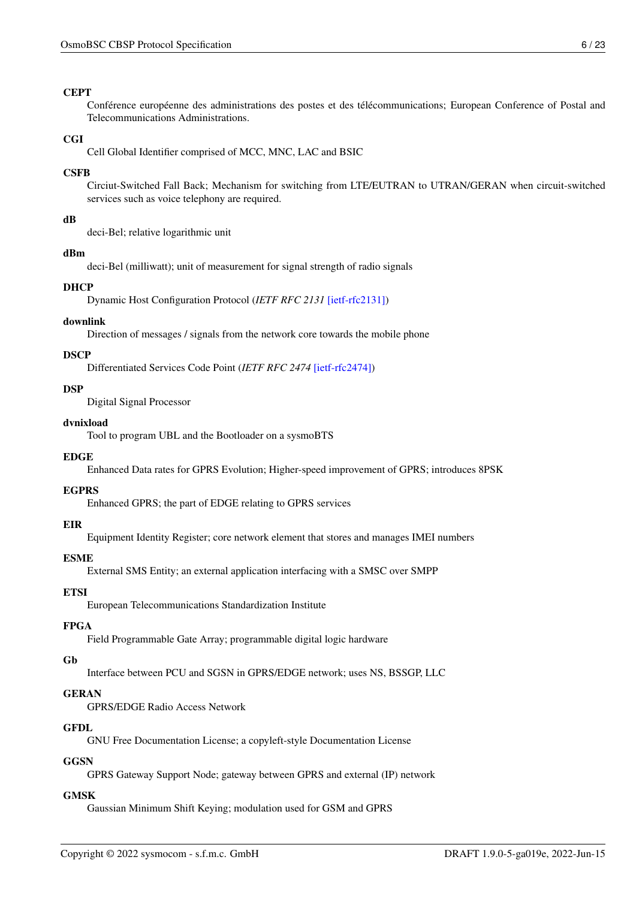**CEPT**
: Conférence européenne des administrations des postes et des télécommunications; European Conference of Postal and Telecommunications Administrations.

**CGI**
: Cell Global Identifier comprised of MCC, MNC, LAC and BSIC

**CSFB**
: Circiut-Switched Fall Back; Mechanism for switching from LTE/EUTRAN to UTRAN/GERAN when circuit-switched services such as voice telephony are required.

**dB**
: deci-Bel; relative logarithmic unit

**dBm**
: deci-Bel (milliwatt); unit of measurement for signal strength of radio signals

**DHCP**
: Dynamic Host Configuration Protocol (*IETF RFC 2131* [ietf-rfc2131])

**downlink**
: Direction of messages / signals from the network core towards the mobile phone

**DSCP**
: Differentiated Services Code Point (*IETF RFC 2474* [ietf-rfc2474])

**DSP**
: Digital Signal Processor

**dvnixload**
: Tool to program UBL and the Bootloader on a sysmoBTS

**EDGE**
: Enhanced Data rates for GPRS Evolution; Higher-speed improvement of GPRS; introduces 8PSK

**EGPRS**
: Enhanced GPRS; the part of EDGE relating to GPRS services

**EIR**
: Equipment Identity Register; core network element that stores and manages IMEI numbers

**ESME**
: External SMS Entity; an external application interfacing with a SMSC over SMPP

**ETSI**
: European Telecommunications Standardization Institute

**FPGA**
: Field Programmable Gate Array; programmable digital logic hardware

**Gb**
: Interface between PCU and SGSN in GPRS/EDGE network; uses NS, BSSGP, LLC

**GERAN**
: GPRS/EDGE Radio Access Network

**GFDL**
: GNU Free Documentation License; a copyleft-style Documentation License

**GGSN**
: GPRS Gateway Support Node; gateway between GPRS and external (IP) network

**GMSK**
: Gaussian Minimum Shift Keying; modulation used for GSM and GPRS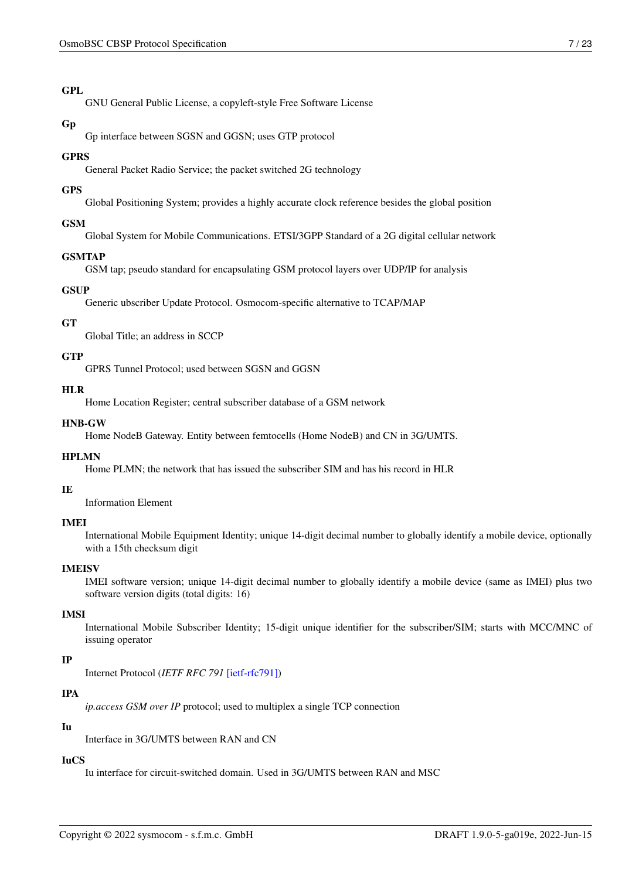**GPL**
GNU General Public License, a copyleft-style Free Software License

**Gp**
Gp interface between SGSN and GGSN; uses GTP protocol

**GPRS**
General Packet Radio Service; the packet switched 2G technology

**GPS**
Global Positioning System; provides a highly accurate clock reference besides the global position

**GSM**
Global System for Mobile Communications. ETSI/3GPP Standard of a 2G digital cellular network

**GSMTAP**
GSM tap; pseudo standard for encapsulating GSM protocol layers over UDP/IP for analysis

**GSUP**
Generic ubscriber Update Protocol. Osmocom-specific alternative to TCAP/MAP

**GT**
Global Title; an address in SCCP

**GTP**
GPRS Tunnel Protocol; used between SGSN and GGSN

**HLR**
Home Location Register; central subscriber database of a GSM network

**HNB-GW**
Home NodeB Gateway. Entity between femtocells (Home NodeB) and CN in 3G/UMTS.

**HPLMN**
Home PLMN; the network that has issued the subscriber SIM and has his record in HLR

**IE**
Information Element

**IMEI**
International Mobile Equipment Identity; unique 14-digit decimal number to globally identify a mobile device, optionally with a 15th checksum digit

**IMEISV**
IMEI software version; unique 14-digit decimal number to globally identify a mobile device (same as IMEI) plus two software version digits (total digits: 16)

**IMSI**
International Mobile Subscriber Identity; 15-digit unique identifier for the subscriber/SIM; starts with MCC/MNC of issuing operator

**IP**
Internet Protocol (*IETF RFC 791* [ietf-rfc791])

**IPA**
*ip.access GSM over IP* protocol; used to multiplex a single TCP connection

**Iu**
Interface in 3G/UMTS between RAN and CN

**IuCS**
Iu interface for circuit-switched domain. Used in 3G/UMTS between RAN and MSC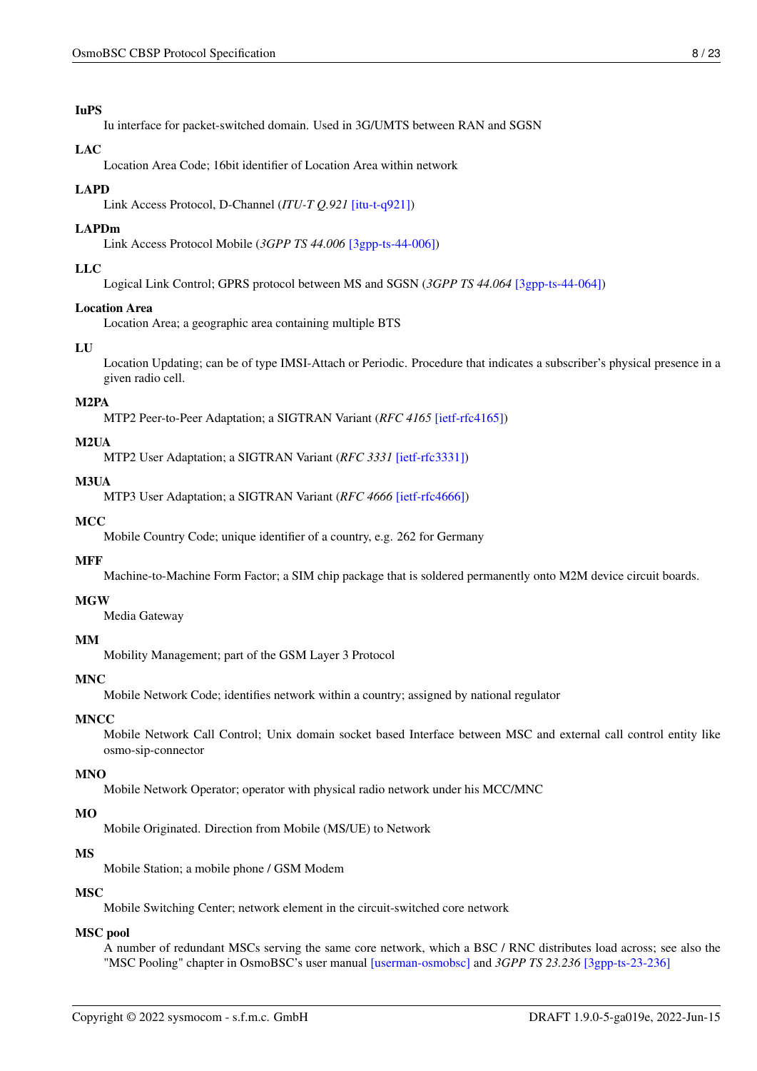**IuPS**
: Iu interface for packet-switched domain. Used in 3G/UMTS between RAN and SGSN

**LAC**
: Location Area Code; 16bit identifier of Location Area within network

**LAPD**
: Link Access Protocol, D-Channel (*ITU-T Q.921* [itu-t-q921])

**LAPDm**
: Link Access Protocol Mobile (*3GPP TS 44.006* [3gpp-ts-44-006])

**LLC**
: Logical Link Control; GPRS protocol between MS and SGSN (*3GPP TS 44.064* [3gpp-ts-44-064])

**Location Area**
: Location Area; a geographic area containing multiple BTS

**LU**
: Location Updating; can be of type IMSI-Attach or Periodic. Procedure that indicates a subscriber's physical presence in a given radio cell.

**M2PA**
: MTP2 Peer-to-Peer Adaptation; a SIGTRAN Variant (*RFC 4165* [ietf-rfc4165])

**M2UA**
: MTP2 User Adaptation; a SIGTRAN Variant (*RFC 3331* [ietf-rfc3331])

**M3UA**
: MTP3 User Adaptation; a SIGTRAN Variant (*RFC 4666* [ietf-rfc4666])

**MCC**
: Mobile Country Code; unique identifier of a country, e.g. 262 for Germany

**MFF**
: Machine-to-Machine Form Factor; a SIM chip package that is soldered permanently onto M2M device circuit boards.

**MGW**
: Media Gateway

**MM**
: Mobility Management; part of the GSM Layer 3 Protocol

**MNC**
: Mobile Network Code; identifies network within a country; assigned by national regulator

**MNCC**
: Mobile Network Call Control; Unix domain socket based Interface between MSC and external call control entity like osmo-sip-connector

**MNO**
: Mobile Network Operator; operator with physical radio network under his MCC/MNC

**MO**
: Mobile Originated. Direction from Mobile (MS/UE) to Network

**MS**
: Mobile Station; a mobile phone / GSM Modem

**MSC**
: Mobile Switching Center; network element in the circuit-switched core network

**MSC pool**
: A number of redundant MSCs serving the same core network, which a BSC / RNC distributes load across; see also the "MSC Pooling" chapter in OsmoBSC's user manual [userman-osmobsc] and *3GPP TS 23.236* [3gpp-ts-23-236]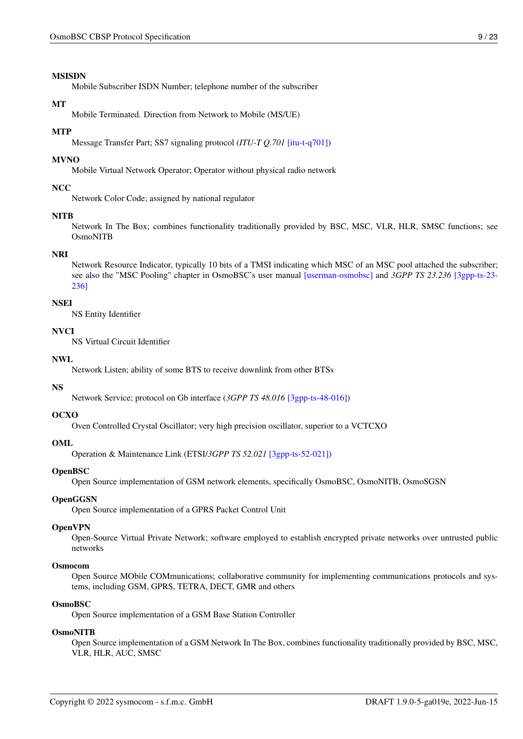**MSISDN**
Mobile Subscriber ISDN Number; telephone number of the subscriber

**MT**
Mobile Terminated. Direction from Network to Mobile (MS/UE)

**MTP**
Message Transfer Part; SS7 signaling protocol (*ITU-T Q.701* [itu-t-q701])

**MVNO**
Mobile Virtual Network Operator; Operator without physical radio network

**NCC**
Network Color Code; assigned by national regulator

**NITB**
Network In The Box; combines functionality traditionally provided by BSC, MSC, VLR, HLR, SMSC functions; see OsmoNITB

**NRI**
Network Resource Indicator, typically 10 bits of a TMSI indicating which MSC of an MSC pool attached the subscriber; see also the "MSC Pooling" chapter in OsmoBSC's user manual [userman-osmobsc] and *3GPP TS 23.236* [3gpp-ts-23-236]

**NSEI**
NS Entity Identifier

**NVCI**
NS Virtual Circuit Identifier

**NWL**
Network Listen; ability of some BTS to receive downlink from other BTSs

**NS**
Network Service; protocol on Gb interface (*3GPP TS 48.016* [3gpp-ts-48-016])

**OCXO**
Oven Controlled Crystal Oscillator; very high precision oscillator, superior to a VCTCXO

**OML**
Operation & Maintenance Link (ETSI/*3GPP TS 52.021* [3gpp-ts-52-021])

**OpenBSC**
Open Source implementation of GSM network elements, specifically OsmoBSC, OsmoNITB, OsmoSGSN

**OpenGGSN**
Open Source implementation of a GPRS Packet Control Unit

**OpenVPN**
Open-Source Virtual Private Network; software employed to establish encrypted private networks over untrusted public networks

**Osmocom**
Open Source MObile COMmunications; collaborative community for implementing communications protocols and systems, including GSM, GPRS, TETRA, DECT, GMR and others

**OsmoBSC**
Open Source implementation of a GSM Base Station Controller

**OsmoNITB**
Open Source implementation of a GSM Network In The Box, combines functionality traditionally provided by BSC, MSC, VLR, HLR, AUC, SMSC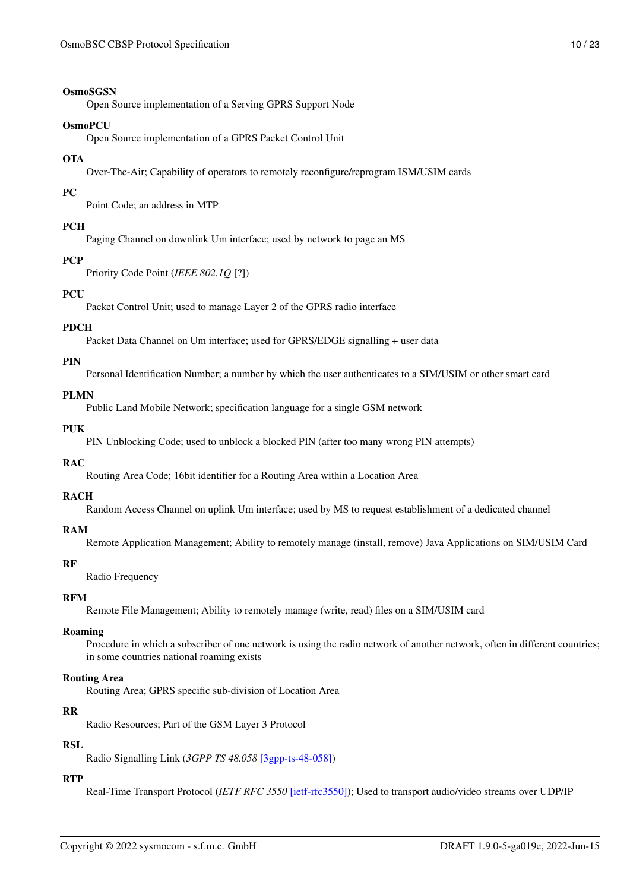**OsmoSGSN**
Open Source implementation of a Serving GPRS Support Node

**OsmoPCU**
Open Source implementation of a GPRS Packet Control Unit

**OTA**
Over-The-Air; Capability of operators to remotely reconfigure/reprogram ISM/USIM cards

**PC**
Point Code; an address in MTP

**PCH**
Paging Channel on downlink Um interface; used by network to page an MS

**PCP**
Priority Code Point (*IEEE 802.1Q* [?])

**PCU**
Packet Control Unit; used to manage Layer 2 of the GPRS radio interface

**PDCH**
Packet Data Channel on Um interface; used for GPRS/EDGE signalling + user data

**PIN**
Personal Identification Number; a number by which the user authenticates to a SIM/USIM or other smart card

**PLMN**
Public Land Mobile Network; specification language for a single GSM network

**PUK**
PIN Unblocking Code; used to unblock a blocked PIN (after too many wrong PIN attempts)

**RAC**
Routing Area Code; 16bit identifier for a Routing Area within a Location Area

**RACH**
Random Access Channel on uplink Um interface; used by MS to request establishment of a dedicated channel

**RAM**
Remote Application Management; Ability to remotely manage (install, remove) Java Applications on SIM/USIM Card

**RF**
Radio Frequency

**RFM**
Remote File Management; Ability to remotely manage (write, read) files on a SIM/USIM card

**Roaming**
Procedure in which a subscriber of one network is using the radio network of another network, often in different countries; in some countries national roaming exists

**Routing Area**
Routing Area; GPRS specific sub-division of Location Area

**RR**
Radio Resources; Part of the GSM Layer 3 Protocol

**RSL**
Radio Signalling Link (*3GPP TS 48.058* [3gpp-ts-48-058])

**RTP**
Real-Time Transport Protocol (*IETF RFC 3550* [ietf-rfc3550]); Used to transport audio/video streams over UDP/IP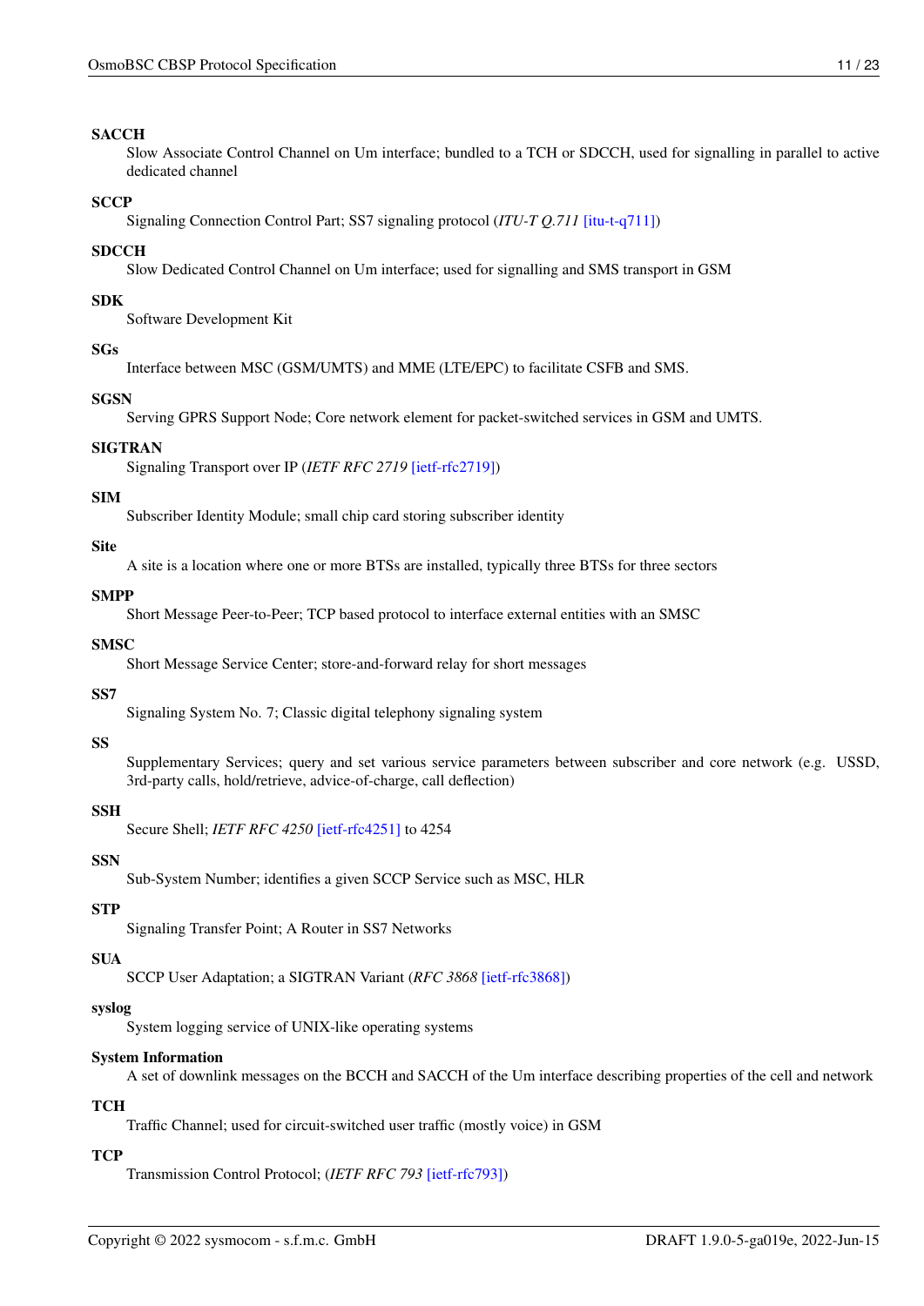**SACCH**
Slow Associate Control Channel on Um interface; bundled to a TCH or SDCCH, used for signalling in parallel to active dedicated channel

**SCCP**
Signaling Connection Control Part; SS7 signaling protocol (*ITU-T Q.711* [itu-t-q711])

**SDCCH**
Slow Dedicated Control Channel on Um interface; used for signalling and SMS transport in GSM

**SDK**
Software Development Kit

**SGs**
Interface between MSC (GSM/UMTS) and MME (LTE/EPC) to facilitate CSFB and SMS.

**SGSN**
Serving GPRS Support Node; Core network element for packet-switched services in GSM and UMTS.

**SIGTRAN**
Signaling Transport over IP (*IETF RFC 2719* [ietf-rfc2719])

**SIM**
Subscriber Identity Module; small chip card storing subscriber identity

**Site**
A site is a location where one or more BTSs are installed, typically three BTSs for three sectors

**SMPP**
Short Message Peer-to-Peer; TCP based protocol to interface external entities with an SMSC

**SMSC**
Short Message Service Center; store-and-forward relay for short messages

**SS7**
Signaling System No. 7; Classic digital telephony signaling system

**SS**
Supplementary Services; query and set various service parameters between subscriber and core network (e.g. USSD, 3rd-party calls, hold/retrieve, advice-of-charge, call deflection)

**SSH**
Secure Shell; *IETF RFC 4250* [ietf-rfc4251] to 4254

**SSN**
Sub-System Number; identifies a given SCCP Service such as MSC, HLR

**STP**
Signaling Transfer Point; A Router in SS7 Networks

**SUA**
SCCP User Adaptation; a SIGTRAN Variant (*RFC 3868* [ietf-rfc3868])

**syslog**
System logging service of UNIX-like operating systems

**System Information**
A set of downlink messages on the BCCH and SACCH of the Um interface describing properties of the cell and network

**TCH**
Traffic Channel; used for circuit-switched user traffic (mostly voice) in GSM

**TCP**
Transmission Control Protocol; (*IETF RFC 793* [ietf-rfc793])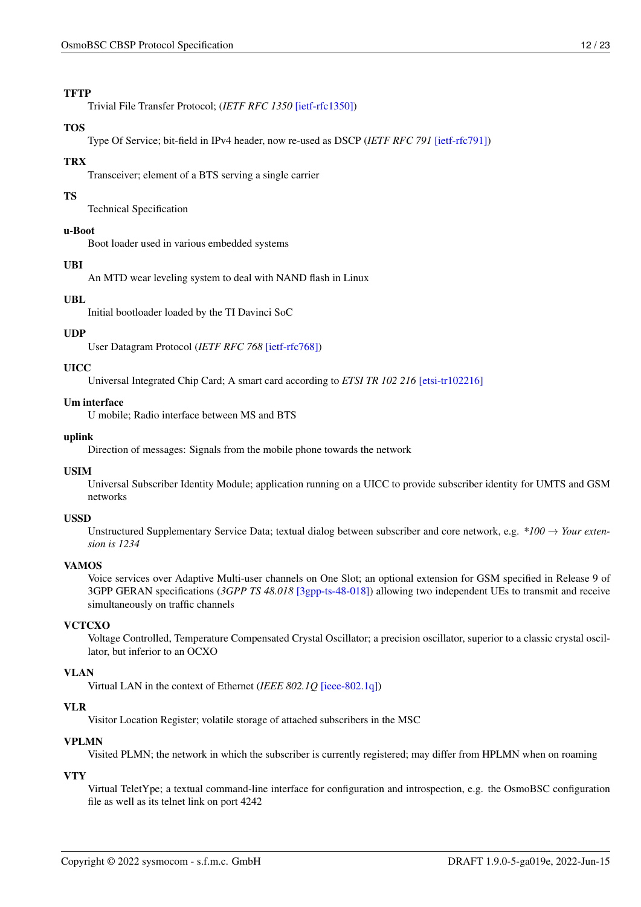**TFTP**
: Trivial File Transfer Protocol; (*IETF RFC 1350* [ietf-rfc1350])

**TOS**
: Type Of Service; bit-field in IPv4 header, now re-used as DSCP (*IETF RFC 791* [ietf-rfc791])

**TRX**
: Transceiver; element of a BTS serving a single carrier

**TS**
: Technical Specification

**u-Boot**
: Boot loader used in various embedded systems

**UBI**
: An MTD wear leveling system to deal with NAND flash in Linux

**UBL**
: Initial bootloader loaded by the TI Davinci SoC

**UDP**
: User Datagram Protocol (*IETF RFC 768* [ietf-rfc768])

**UICC**
: Universal Integrated Chip Card; A smart card according to *ETSI TR 102 216* [etsi-tr102216]

**Um interface**
: U mobile; Radio interface between MS and BTS

**uplink**
: Direction of messages: Signals from the mobile phone towards the network

**USIM**
: Universal Subscriber Identity Module; application running on a UICC to provide subscriber identity for UMTS and GSM networks

**USSD**
: Unstructured Supplementary Service Data; textual dialog between subscriber and core network, e.g. *\*100 → Your extension is 1234*

**VAMOS**
: Voice services over Adaptive Multi-user channels on One Slot; an optional extension for GSM specified in Release 9 of 3GPP GERAN specifications (*3GPP TS 48.018* [3gpp-ts-48-018]) allowing two independent UEs to transmit and receive simultaneously on traffic channels

**VCTCXO**
: Voltage Controlled, Temperature Compensated Crystal Oscillator; a precision oscillator, superior to a classic crystal oscillator, but inferior to an OCXO

**VLAN**
: Virtual LAN in the context of Ethernet (*IEEE 802.1Q* [ieee-802.1q])

**VLR**
: Visitor Location Register; volatile storage of attached subscribers in the MSC

**VPLMN**
: Visited PLMN; the network in which the subscriber is currently registered; may differ from HPLMN when on roaming

**VTY**
: Virtual TeletYpe; a textual command-line interface for configuration and introspection, e.g. the OsmoBSC configuration file as well as its telnet link on port 4242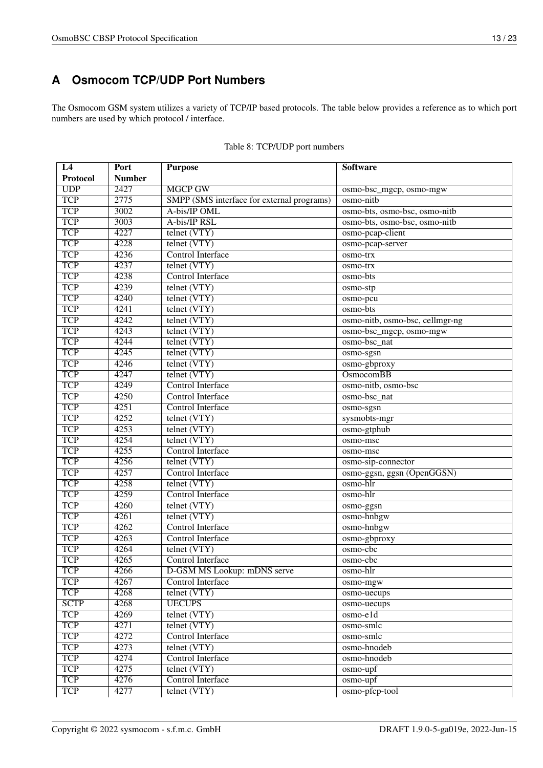# A Osmocom TCP/UDP Port Numbers

The Osmocom GSM system utilizes a variety of TCP/IP based protocols. The table below provides a reference as to which port numbers are used by which protocol / interface.

Table 8: TCP/UDP port numbers

| L4 Protocol | Port Number | Purpose | Software |
|---|---|---|---|
| UDP | 2427 | MGCP GW | osmo-bsc_mgcp, osmo-mgw |
| TCP | 2775 | SMPP (SMS interface for external programs) | osmo-nitb |
| TCP | 3002 | A-bis/IP OML | osmo-bts, osmo-bsc, osmo-nitb |
| TCP | 3003 | A-bis/IP RSL | osmo-bts, osmo-bsc, osmo-nitb |
| TCP | 4227 | telnet (VTY) | osmo-pcap-client |
| TCP | 4228 | telnet (VTY) | osmo-pcap-server |
| TCP | 4236 | Control Interface | osmo-trx |
| TCP | 4237 | telnet (VTY) | osmo-trx |
| TCP | 4238 | Control Interface | osmo-bts |
| TCP | 4239 | telnet (VTY) | osmo-stp |
| TCP | 4240 | telnet (VTY) | osmo-pcu |
| TCP | 4241 | telnet (VTY) | osmo-bts |
| TCP | 4242 | telnet (VTY) | osmo-nitb, osmo-bsc, cellmgr-ng |
| TCP | 4243 | telnet (VTY) | osmo-bsc_mgcp, osmo-mgw |
| TCP | 4244 | telnet (VTY) | osmo-bsc_nat |
| TCP | 4245 | telnet (VTY) | osmo-sgsn |
| TCP | 4246 | telnet (VTY) | osmo-gbproxy |
| TCP | 4247 | telnet (VTY) | OsmocomBB |
| TCP | 4249 | Control Interface | osmo-nitb, osmo-bsc |
| TCP | 4250 | Control Interface | osmo-bsc_nat |
| TCP | 4251 | Control Interface | osmo-sgsn |
| TCP | 4252 | telnet (VTY) | sysmobts-mgr |
| TCP | 4253 | telnet (VTY) | osmo-gtphub |
| TCP | 4254 | telnet (VTY) | osmo-msc |
| TCP | 4255 | Control Interface | osmo-msc |
| TCP | 4256 | telnet (VTY) | osmo-sip-connector |
| TCP | 4257 | Control Interface | osmo-ggsn, ggsn (OpenGGSN) |
| TCP | 4258 | telnet (VTY) | osmo-hlr |
| TCP | 4259 | Control Interface | osmo-hlr |
| TCP | 4260 | telnet (VTY) | osmo-ggsn |
| TCP | 4261 | telnet (VTY) | osmo-hnbgw |
| TCP | 4262 | Control Interface | osmo-hnbgw |
| TCP | 4263 | Control Interface | osmo-gbproxy |
| TCP | 4264 | telnet (VTY) | osmo-cbc |
| TCP | 4265 | Control Interface | osmo-cbc |
| TCP | 4266 | D-GSM MS Lookup: mDNS serve | osmo-hlr |
| TCP | 4267 | Control Interface | osmo-mgw |
| TCP | 4268 | telnet (VTY) | osmo-uecups |
| SCTP | 4268 | UECUPS | osmo-uecups |
| TCP | 4269 | telnet (VTY) | osmo-e1d |
| TCP | 4271 | telnet (VTY) | osmo-smlc |
| TCP | 4272 | Control Interface | osmo-smlc |
| TCP | 4273 | telnet (VTY) | osmo-hnodeb |
| TCP | 4274 | Control Interface | osmo-hnodeb |
| TCP | 4275 | telnet (VTY) | osmo-upf |
| TCP | 4276 | Control Interface | osmo-upf |
| TCP | 4277 | telnet (VTY) | osmo-pfcp-tool |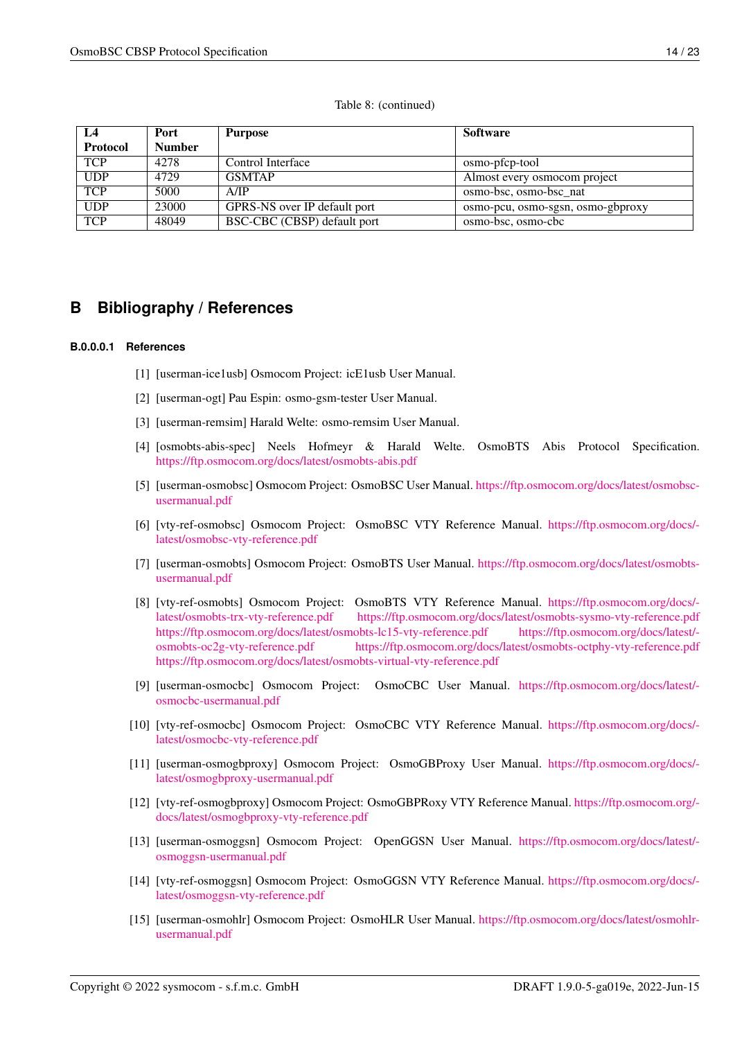Table 8: (continued)

| L4 Protocol | Port Number | Purpose | Software |
|---|---|---|---|
| TCP | 4278 | Control Interface | osmo-pfcp-tool |
| UDP | 4729 | GSMTAP | Almost every osmocom project |
| TCP | 5000 | A/IP | osmo-bsc, osmo-bsc_nat |
| UDP | 23000 | GPRS-NS over IP default port | osmo-pcu, osmo-sgsn, osmo-gbproxy |
| TCP | 48049 | BSC-CBC (CBSP) default port | osmo-bsc, osmo-cbc |

## B Bibliography / References

#### B.0.0.0.1 References

[1] [userman-ice1usb] Osmocom Project: icE1usb User Manual.

[2] [userman-ogt] Pau Espin: osmo-gsm-tester User Manual.

[3] [userman-remsim] Harald Welte: osmo-remsim User Manual.

[4] [osmobts-abis-spec] Neels Hofmeyr & Harald Welte. OsmoBTS Abis Protocol Specification. https://ftp.osmocom.org/docs/latest/osmobts-abis.pdf

[5] [userman-osmobsc] Osmocom Project: OsmoBSC User Manual. https://ftp.osmocom.org/docs/latest/osmobsc-usermanual.pdf

[6] [vty-ref-osmobsc] Osmocom Project: OsmoBSC VTY Reference Manual. https://ftp.osmocom.org/docs/latest/osmobsc-vty-reference.pdf

[7] [userman-osmobts] Osmocom Project: OsmoBTS User Manual. https://ftp.osmocom.org/docs/latest/osmobts-usermanual.pdf

[8] [vty-ref-osmobts] Osmocom Project: OsmoBTS VTY Reference Manual. https://ftp.osmocom.org/docs/latest/osmobts-trx-vty-reference.pdf https://ftp.osmocom.org/docs/latest/osmobts-sysmo-vty-reference.pdf https://ftp.osmocom.org/docs/latest/osmobts-lc15-vty-reference.pdf https://ftp.osmocom.org/docs/latest/osmobts-oc2g-vty-reference.pdf https://ftp.osmocom.org/docs/latest/osmobts-octphy-vty-reference.pdf https://ftp.osmocom.org/docs/latest/osmobts-virtual-vty-reference.pdf

[9] [userman-osmocbc] Osmocom Project: OsmoCBC User Manual. https://ftp.osmocom.org/docs/latest/osmocbc-usermanual.pdf

[10] [vty-ref-osmocbc] Osmocom Project: OsmoCBC VTY Reference Manual. https://ftp.osmocom.org/docs/latest/osmocbc-vty-reference.pdf

[11] [userman-osmogbproxy] Osmocom Project: OsmoGBProxy User Manual. https://ftp.osmocom.org/docs/latest/osmogbproxy-usermanual.pdf

[12] [vty-ref-osmogbproxy] Osmocom Project: OsmoGBPRoxy VTY Reference Manual. https://ftp.osmocom.org/docs/latest/osmogbproxy-vty-reference.pdf

[13] [userman-osmoggsn] Osmocom Project: OpenGGSN User Manual. https://ftp.osmocom.org/docs/latest/osmoggsn-usermanual.pdf

[14] [vty-ref-osmoggsn] Osmocom Project: OsmoGGSN VTY Reference Manual. https://ftp.osmocom.org/docs/latest/osmoggsn-vty-reference.pdf

[15] [userman-osmohlr] Osmocom Project: OsmoHLR User Manual. https://ftp.osmocom.org/docs/latest/osmohlr-usermanual.pdf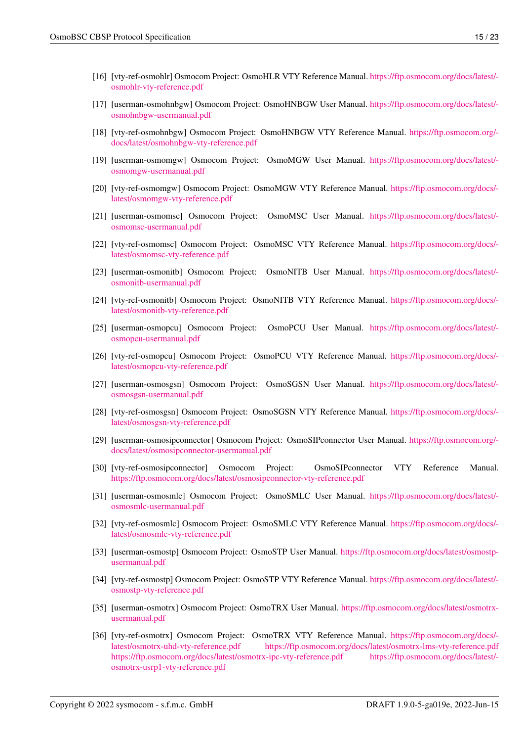[16] [vty-ref-osmohlr] Osmocom Project: OsmoHLR VTY Reference Manual. https://ftp.osmocom.org/docs/latest/osmohlr-vty-reference.pdf

[17] [userman-osmohnbgw] Osmocom Project: OsmoHNBGW User Manual. https://ftp.osmocom.org/docs/latest/osmohnbgw-usermanual.pdf

[18] [vty-ref-osmohnbgw] Osmocom Project: OsmoHNBGW VTY Reference Manual. https://ftp.osmocom.org/docs/latest/osmohnbgw-vty-reference.pdf

[19] [userman-osmomgw] Osmocom Project: OsmoMGW User Manual. https://ftp.osmocom.org/docs/latest/osmomgw-usermanual.pdf

[20] [vty-ref-osmomgw] Osmocom Project: OsmoMGW VTY Reference Manual. https://ftp.osmocom.org/docs/latest/osmomgw-vty-reference.pdf

[21] [userman-osmomsc] Osmocom Project: OsmoMSC User Manual. https://ftp.osmocom.org/docs/latest/osmomsc-usermanual.pdf

[22] [vty-ref-osmomsc] Osmocom Project: OsmoMSC VTY Reference Manual. https://ftp.osmocom.org/docs/latest/osmomsc-vty-reference.pdf

[23] [userman-osmonitb] Osmocom Project: OsmoNITB User Manual. https://ftp.osmocom.org/docs/latest/osmonitb-usermanual.pdf

[24] [vty-ref-osmonitb] Osmocom Project: OsmoNITB VTY Reference Manual. https://ftp.osmocom.org/docs/latest/osmonitb-vty-reference.pdf

[25] [userman-osmopcu] Osmocom Project: OsmoPCU User Manual. https://ftp.osmocom.org/docs/latest/osmopcu-usermanual.pdf

[26] [vty-ref-osmopcu] Osmocom Project: OsmoPCU VTY Reference Manual. https://ftp.osmocom.org/docs/latest/osmopcu-vty-reference.pdf

[27] [userman-osmosgsn] Osmocom Project: OsmoSGSN User Manual. https://ftp.osmocom.org/docs/latest/osmosgsn-usermanual.pdf

[28] [vty-ref-osmosgsn] Osmocom Project: OsmoSGSN VTY Reference Manual. https://ftp.osmocom.org/docs/latest/osmosgsn-vty-reference.pdf

[29] [userman-osmosipconnector] Osmocom Project: OsmoSIPconnector User Manual. https://ftp.osmocom.org/docs/latest/osmosipconnector-usermanual.pdf

[30] [vty-ref-osmosipconnector] Osmocom Project: OsmoSIPconnector VTY Reference Manual. https://ftp.osmocom.org/docs/latest/osmosipconnector-vty-reference.pdf

[31] [userman-osmosmlc] Osmocom Project: OsmoSMLC User Manual. https://ftp.osmocom.org/docs/latest/osmosmlc-usermanual.pdf

[32] [vty-ref-osmosmlc] Osmocom Project: OsmoSMLC VTY Reference Manual. https://ftp.osmocom.org/docs/latest/osmosmlc-vty-reference.pdf

[33] [userman-osmostp] Osmocom Project: OsmoSTP User Manual. https://ftp.osmocom.org/docs/latest/osmostp-usermanual.pdf

[34] [vty-ref-osmostp] Osmocom Project: OsmoSTP VTY Reference Manual. https://ftp.osmocom.org/docs/latest/osmostp-vty-reference.pdf

[35] [userman-osmotrx] Osmocom Project: OsmoTRX User Manual. https://ftp.osmocom.org/docs/latest/osmotrx-usermanual.pdf

[36] [vty-ref-osmotrx] Osmocom Project: OsmoTRX VTY Reference Manual. https://ftp.osmocom.org/docs/latest/osmotrx-uhd-vty-reference.pdf https://ftp.osmocom.org/docs/latest/osmotrx-lms-vty-reference.pdf https://ftp.osmocom.org/docs/latest/osmotrx-ipc-vty-reference.pdf https://ftp.osmocom.org/docs/latest/osmotrx-usrp1-vty-reference.pdf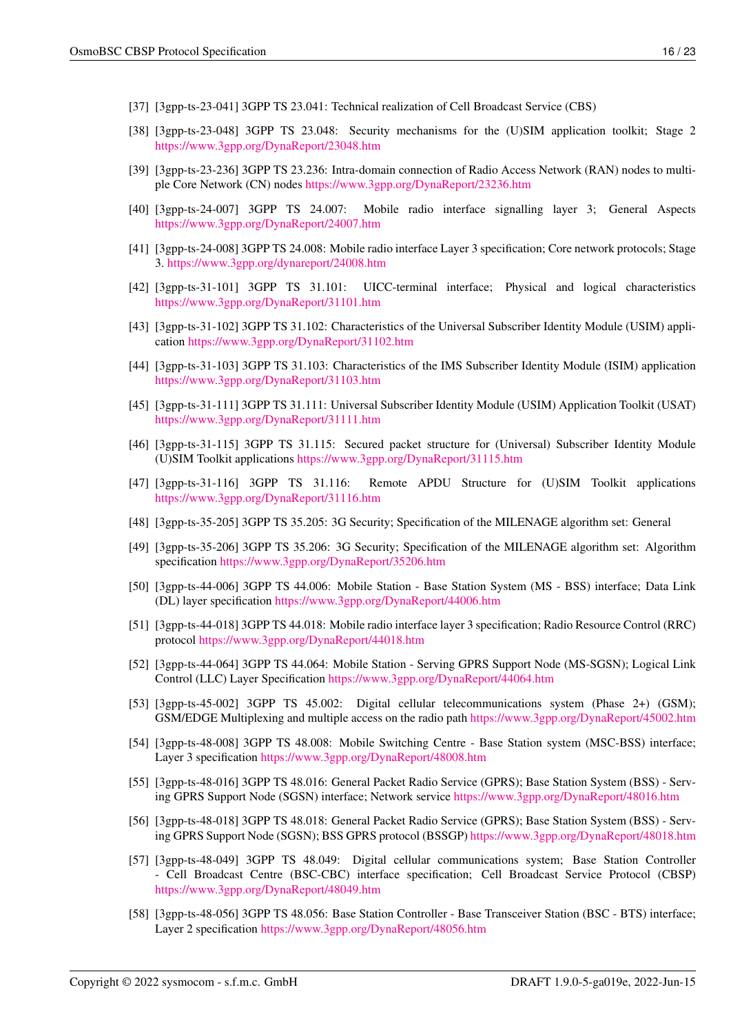[37] [3gpp-ts-23-041] 3GPP TS 23.041: Technical realization of Cell Broadcast Service (CBS)

[38] [3gpp-ts-23-048] 3GPP TS 23.048: Security mechanisms for the (U)SIM application toolkit; Stage 2 https://www.3gpp.org/DynaReport/23048.htm

[39] [3gpp-ts-23-236] 3GPP TS 23.236: Intra-domain connection of Radio Access Network (RAN) nodes to multiple Core Network (CN) nodes https://www.3gpp.org/DynaReport/23236.htm

[40] [3gpp-ts-24-007] 3GPP TS 24.007: Mobile radio interface signalling layer 3; General Aspects https://www.3gpp.org/DynaReport/24007.htm

[41] [3gpp-ts-24-008] 3GPP TS 24.008: Mobile radio interface Layer 3 specification; Core network protocols; Stage 3. https://www.3gpp.org/dynareport/24008.htm

[42] [3gpp-ts-31-101] 3GPP TS 31.101: UICC-terminal interface; Physical and logical characteristics https://www.3gpp.org/DynaReport/31101.htm

[43] [3gpp-ts-31-102] 3GPP TS 31.102: Characteristics of the Universal Subscriber Identity Module (USIM) application https://www.3gpp.org/DynaReport/31102.htm

[44] [3gpp-ts-31-103] 3GPP TS 31.103: Characteristics of the IMS Subscriber Identity Module (ISIM) application https://www.3gpp.org/DynaReport/31103.htm

[45] [3gpp-ts-31-111] 3GPP TS 31.111: Universal Subscriber Identity Module (USIM) Application Toolkit (USAT) https://www.3gpp.org/DynaReport/31111.htm

[46] [3gpp-ts-31-115] 3GPP TS 31.115: Secured packet structure for (Universal) Subscriber Identity Module (U)SIM Toolkit applications https://www.3gpp.org/DynaReport/31115.htm

[47] [3gpp-ts-31-116] 3GPP TS 31.116: Remote APDU Structure for (U)SIM Toolkit applications https://www.3gpp.org/DynaReport/31116.htm

[48] [3gpp-ts-35-205] 3GPP TS 35.205: 3G Security; Specification of the MILENAGE algorithm set: General

[49] [3gpp-ts-35-206] 3GPP TS 35.206: 3G Security; Specification of the MILENAGE algorithm set: Algorithm specification https://www.3gpp.org/DynaReport/35206.htm

[50] [3gpp-ts-44-006] 3GPP TS 44.006: Mobile Station - Base Station System (MS - BSS) interface; Data Link (DL) layer specification https://www.3gpp.org/DynaReport/44006.htm

[51] [3gpp-ts-44-018] 3GPP TS 44.018: Mobile radio interface layer 3 specification; Radio Resource Control (RRC) protocol https://www.3gpp.org/DynaReport/44018.htm

[52] [3gpp-ts-44-064] 3GPP TS 44.064: Mobile Station - Serving GPRS Support Node (MS-SGSN); Logical Link Control (LLC) Layer Specification https://www.3gpp.org/DynaReport/44064.htm

[53] [3gpp-ts-45-002] 3GPP TS 45.002: Digital cellular telecommunications system (Phase 2+) (GSM); GSM/EDGE Multiplexing and multiple access on the radio path https://www.3gpp.org/DynaReport/45002.htm

[54] [3gpp-ts-48-008] 3GPP TS 48.008: Mobile Switching Centre - Base Station system (MSC-BSS) interface; Layer 3 specification https://www.3gpp.org/DynaReport/48008.htm

[55] [3gpp-ts-48-016] 3GPP TS 48.016: General Packet Radio Service (GPRS); Base Station System (BSS) - Serving GPRS Support Node (SGSN) interface; Network service https://www.3gpp.org/DynaReport/48016.htm

[56] [3gpp-ts-48-018] 3GPP TS 48.018: General Packet Radio Service (GPRS); Base Station System (BSS) - Serving GPRS Support Node (SGSN); BSS GPRS protocol (BSSGP) https://www.3gpp.org/DynaReport/48018.htm

[57] [3gpp-ts-48-049] 3GPP TS 48.049: Digital cellular communications system; Base Station Controller - Cell Broadcast Centre (BSC-CBC) interface specification; Cell Broadcast Service Protocol (CBSP) https://www.3gpp.org/DynaReport/48049.htm

[58] [3gpp-ts-48-056] 3GPP TS 48.056: Base Station Controller - Base Transceiver Station (BSC - BTS) interface; Layer 2 specification https://www.3gpp.org/DynaReport/48056.htm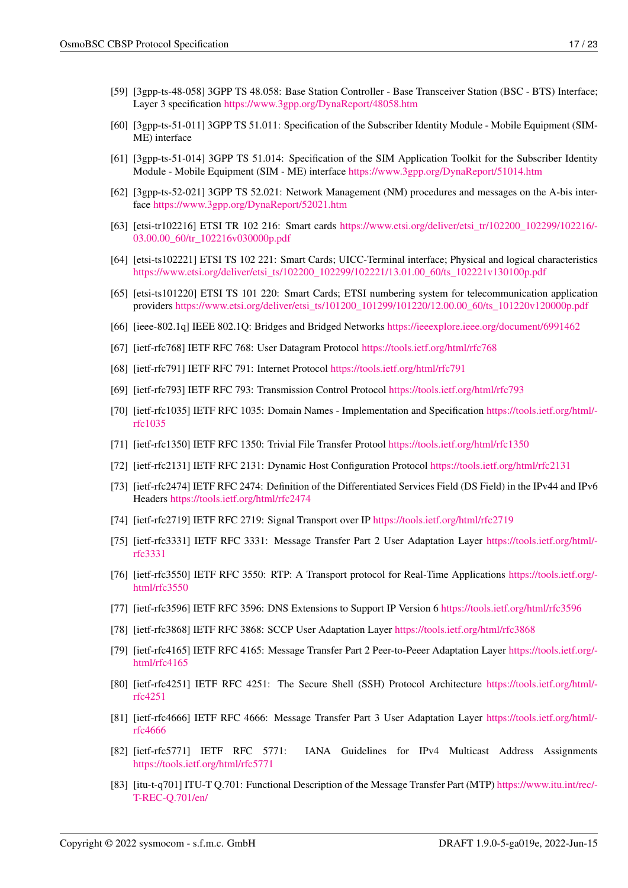[59] [3gpp-ts-48-058] 3GPP TS 48.058: Base Station Controller - Base Transceiver Station (BSC - BTS) Interface; Layer 3 specification https://www.3gpp.org/DynaReport/48058.htm

[60] [3gpp-ts-51-011] 3GPP TS 51.011: Specification of the Subscriber Identity Module - Mobile Equipment (SIM-ME) interface

[61] [3gpp-ts-51-014] 3GPP TS 51.014: Specification of the SIM Application Toolkit for the Subscriber Identity Module - Mobile Equipment (SIM - ME) interface https://www.3gpp.org/DynaReport/51014.htm

[62] [3gpp-ts-52-021] 3GPP TS 52.021: Network Management (NM) procedures and messages on the A-bis interface https://www.3gpp.org/DynaReport/52021.htm

[63] [etsi-tr102216] ETSI TR 102 216: Smart cards https://www.etsi.org/deliver/etsi_tr/102200_102299/102216/03.00.00_60/tr_102216v030000p.pdf

[64] [etsi-ts102221] ETSI TS 102 221: Smart Cards; UICC-Terminal interface; Physical and logical characteristics https://www.etsi.org/deliver/etsi_ts/102200_102299/102221/13.01.00_60/ts_102221v130100p.pdf

[65] [etsi-ts101220] ETSI TS 101 220: Smart Cards; ETSI numbering system for telecommunication application providers https://www.etsi.org/deliver/etsi_ts/101200_101299/101220/12.00.00_60/ts_101220v120000p.pdf

[66] [ieee-802.1q] IEEE 802.1Q: Bridges and Bridged Networks https://ieeexplore.ieee.org/document/6991462

[67] [ietf-rfc768] IETF RFC 768: User Datagram Protocol https://tools.ietf.org/html/rfc768

[68] [ietf-rfc791] IETF RFC 791: Internet Protocol https://tools.ietf.org/html/rfc791

[69] [ietf-rfc793] IETF RFC 793: Transmission Control Protocol https://tools.ietf.org/html/rfc793

[70] [ietf-rfc1035] IETF RFC 1035: Domain Names - Implementation and Specification https://tools.ietf.org/html/rfc1035

[71] [ietf-rfc1350] IETF RFC 1350: Trivial File Transfer Protool https://tools.ietf.org/html/rfc1350

[72] [ietf-rfc2131] IETF RFC 2131: Dynamic Host Configuration Protocol https://tools.ietf.org/html/rfc2131

[73] [ietf-rfc2474] IETF RFC 2474: Definition of the Differentiated Services Field (DS Field) in the IPv44 and IPv6 Headers https://tools.ietf.org/html/rfc2474

[74] [ietf-rfc2719] IETF RFC 2719: Signal Transport over IP https://tools.ietf.org/html/rfc2719

[75] [ietf-rfc3331] IETF RFC 3331: Message Transfer Part 2 User Adaptation Layer https://tools.ietf.org/html/rfc3331

[76] [ietf-rfc3550] IETF RFC 3550: RTP: A Transport protocol for Real-Time Applications https://tools.ietf.org/html/rfc3550

[77] [ietf-rfc3596] IETF RFC 3596: DNS Extensions to Support IP Version 6 https://tools.ietf.org/html/rfc3596

[78] [ietf-rfc3868] IETF RFC 3868: SCCP User Adaptation Layer https://tools.ietf.org/html/rfc3868

[79] [ietf-rfc4165] IETF RFC 4165: Message Transfer Part 2 Peer-to-Peeer Adaptation Layer https://tools.ietf.org/html/rfc4165

[80] [ietf-rfc4251] IETF RFC 4251: The Secure Shell (SSH) Protocol Architecture https://tools.ietf.org/html/rfc4251

[81] [ietf-rfc4666] IETF RFC 4666: Message Transfer Part 3 User Adaptation Layer https://tools.ietf.org/html/rfc4666

[82] [ietf-rfc5771] IETF RFC 5771: IANA Guidelines for IPv4 Multicast Address Assignments https://tools.ietf.org/html/rfc5771

[83] [itu-t-q701] ITU-T Q.701: Functional Description of the Message Transfer Part (MTP) https://www.itu.int/rec/T-REC-Q.701/en/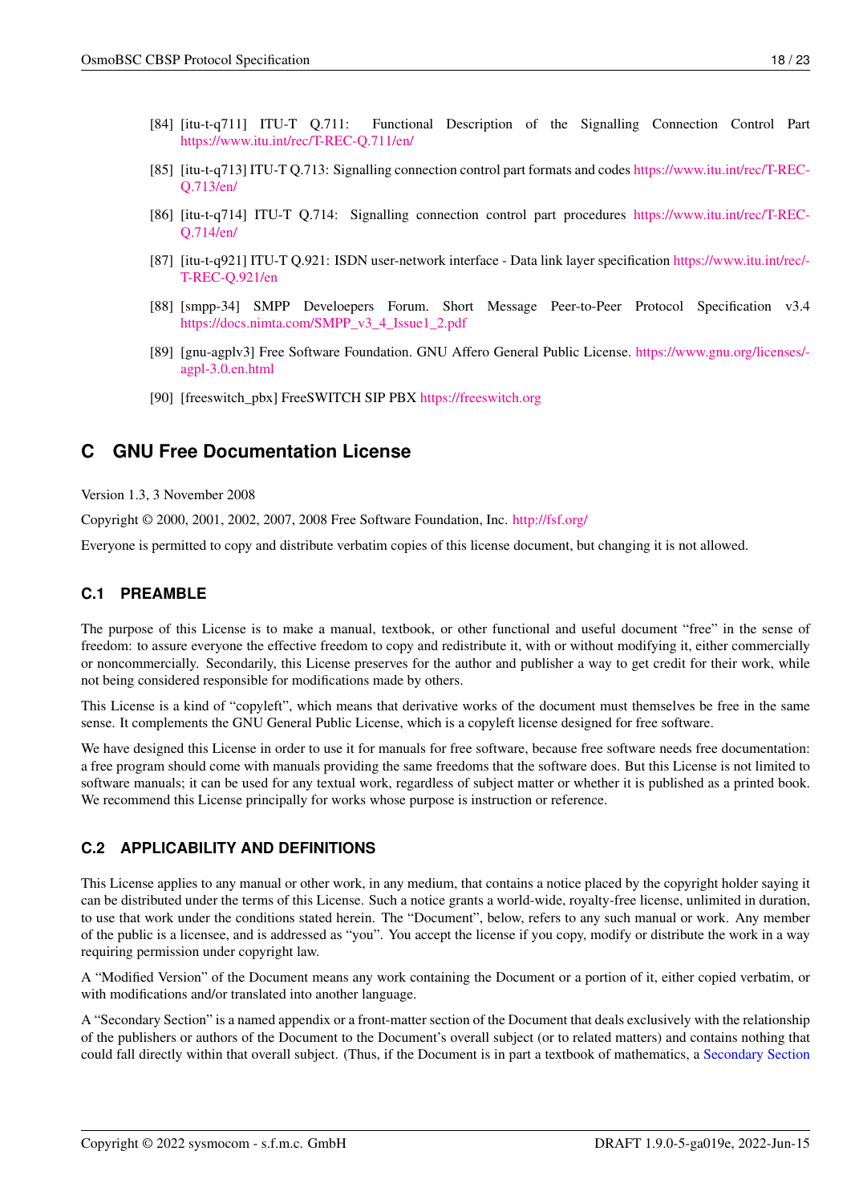[84] [itu-t-q711] ITU-T Q.711: Functional Description of the Signalling Connection Control Part https://www.itu.int/rec/T-REC-Q.711/en/

[85] [itu-t-q713] ITU-T Q.713: Signalling connection control part formats and codes https://www.itu.int/rec/T-REC-Q.713/en/

[86] [itu-t-q714] ITU-T Q.714: Signalling connection control part procedures https://www.itu.int/rec/T-REC-Q.714/en/

[87] [itu-t-q921] ITU-T Q.921: ISDN user-network interface - Data link layer specification https://www.itu.int/rec/T-REC-Q.921/en

[88] [smpp-34] SMPP Develoepers Forum. Short Message Peer-to-Peer Protocol Specification v3.4 https://docs.nimta.com/SMPP_v3_4_Issue1_2.pdf

[89] [gnu-agplv3] Free Software Foundation. GNU Affero General Public License. https://www.gnu.org/licenses/agpl-3.0.en.html

[90] [freeswitch_pbx] FreeSWITCH SIP PBX https://freeswitch.org

## C GNU Free Documentation License

Version 1.3, 3 November 2008

Copyright © 2000, 2001, 2002, 2007, 2008 Free Software Foundation, Inc. http://fsf.org/

Everyone is permitted to copy and distribute verbatim copies of this license document, but changing it is not allowed.

### C.1 PREAMBLE

The purpose of this License is to make a manual, textbook, or other functional and useful document "free" in the sense of freedom: to assure everyone the effective freedom to copy and redistribute it, with or without modifying it, either commercially or noncommercially. Secondarily, this License preserves for the author and publisher a way to get credit for their work, while not being considered responsible for modifications made by others.

This License is a kind of "copyleft", which means that derivative works of the document must themselves be free in the same sense. It complements the GNU General Public License, which is a copyleft license designed for free software.

We have designed this License in order to use it for manuals for free software, because free software needs free documentation: a free program should come with manuals providing the same freedoms that the software does. But this License is not limited to software manuals; it can be used for any textual work, regardless of subject matter or whether it is published as a printed book. We recommend this License principally for works whose purpose is instruction or reference.

### C.2 APPLICABILITY AND DEFINITIONS

This License applies to any manual or other work, in any medium, that contains a notice placed by the copyright holder saying it can be distributed under the terms of this License. Such a notice grants a world-wide, royalty-free license, unlimited in duration, to use that work under the conditions stated herein. The "Document", below, refers to any such manual or work. Any member of the public is a licensee, and is addressed as "you". You accept the license if you copy, modify or distribute the work in a way requiring permission under copyright law.

A "Modified Version" of the Document means any work containing the Document or a portion of it, either copied verbatim, or with modifications and/or translated into another language.

A "Secondary Section" is a named appendix or a front-matter section of the Document that deals exclusively with the relationship of the publishers or authors of the Document to the Document's overall subject (or to related matters) and contains nothing that could fall directly within that overall subject. (Thus, if the Document is in part a textbook of mathematics, a Secondary Section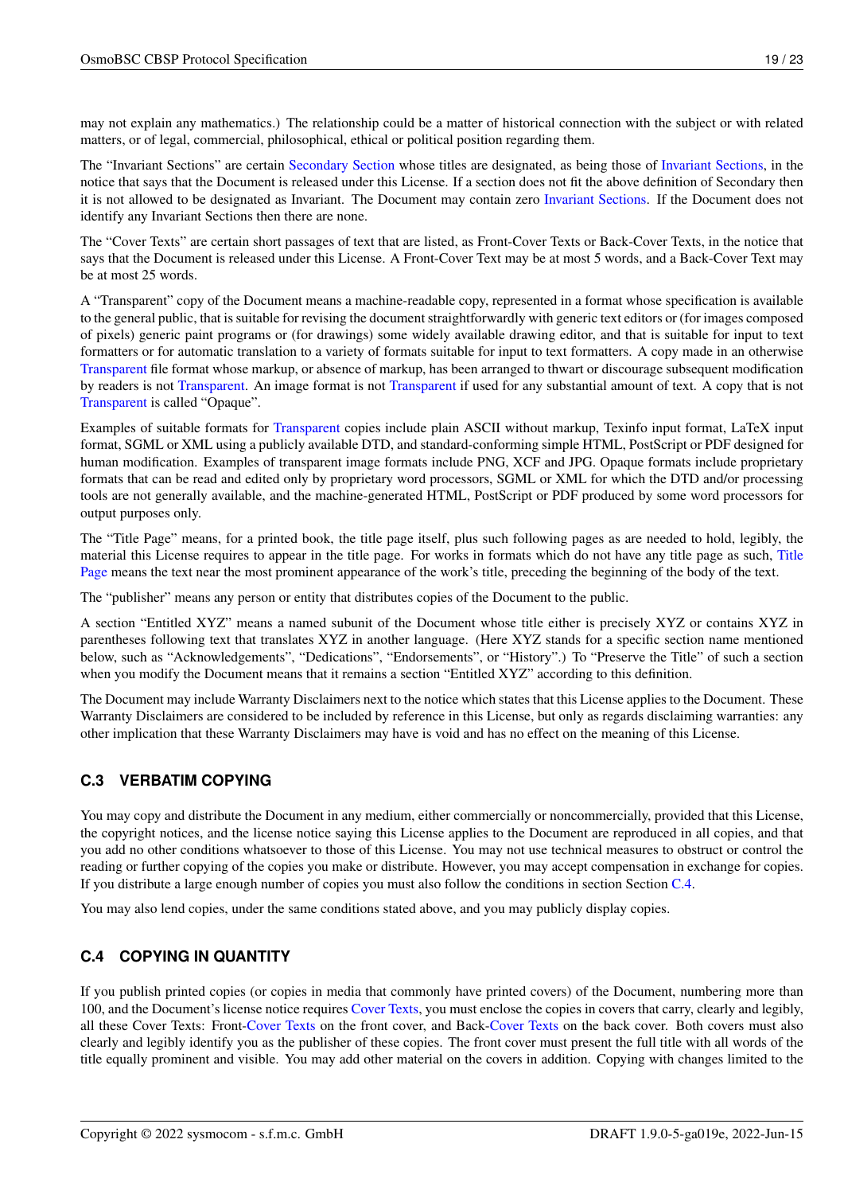may not explain any mathematics.) The relationship could be a matter of historical connection with the subject or with related matters, or of legal, commercial, philosophical, ethical or political position regarding them.

The “Invariant Sections” are certain Secondary Section whose titles are designated, as being those of Invariant Sections, in the notice that says that the Document is released under this License. If a section does not fit the above definition of Secondary then it is not allowed to be designated as Invariant. The Document may contain zero Invariant Sections. If the Document does not identify any Invariant Sections then there are none.

The “Cover Texts” are certain short passages of text that are listed, as Front-Cover Texts or Back-Cover Texts, in the notice that says that the Document is released under this License. A Front-Cover Text may be at most 5 words, and a Back-Cover Text may be at most 25 words.

A “Transparent” copy of the Document means a machine-readable copy, represented in a format whose specification is available to the general public, that is suitable for revising the document straightforwardly with generic text editors or (for images composed of pixels) generic paint programs or (for drawings) some widely available drawing editor, and that is suitable for input to text formatters or for automatic translation to a variety of formats suitable for input to text formatters. A copy made in an otherwise Transparent file format whose markup, or absence of markup, has been arranged to thwart or discourage subsequent modification by readers is not Transparent. An image format is not Transparent if used for any substantial amount of text. A copy that is not Transparent is called “Opaque”.

Examples of suitable formats for Transparent copies include plain ASCII without markup, Texinfo input format, LaTeX input format, SGML or XML using a publicly available DTD, and standard-conforming simple HTML, PostScript or PDF designed for human modification. Examples of transparent image formats include PNG, XCF and JPG. Opaque formats include proprietary formats that can be read and edited only by proprietary word processors, SGML or XML for which the DTD and/or processing tools are not generally available, and the machine-generated HTML, PostScript or PDF produced by some word processors for output purposes only.

The “Title Page” means, for a printed book, the title page itself, plus such following pages as are needed to hold, legibly, the material this License requires to appear in the title page. For works in formats which do not have any title page as such, Title Page means the text near the most prominent appearance of the work’s title, preceding the beginning of the body of the text.

The “publisher” means any person or entity that distributes copies of the Document to the public.

A section “Entitled XYZ” means a named subunit of the Document whose title either is precisely XYZ or contains XYZ in parentheses following text that translates XYZ in another language. (Here XYZ stands for a specific section name mentioned below, such as “Acknowledgements”, “Dedications”, “Endorsements”, or “History”.) To “Preserve the Title” of such a section when you modify the Document means that it remains a section “Entitled XYZ” according to this definition.

The Document may include Warranty Disclaimers next to the notice which states that this License applies to the Document. These Warranty Disclaimers are considered to be included by reference in this License, but only as regards disclaiming warranties: any other implication that these Warranty Disclaimers may have is void and has no effect on the meaning of this License.

## C.3 VERBATIM COPYING

You may copy and distribute the Document in any medium, either commercially or noncommercially, provided that this License, the copyright notices, and the license notice saying this License applies to the Document are reproduced in all copies, and that you add no other conditions whatsoever to those of this License. You may not use technical measures to obstruct or control the reading or further copying of the copies you make or distribute. However, you may accept compensation in exchange for copies. If you distribute a large enough number of copies you must also follow the conditions in section Section C.4.

You may also lend copies, under the same conditions stated above, and you may publicly display copies.

## C.4 COPYING IN QUANTITY

If you publish printed copies (or copies in media that commonly have printed covers) of the Document, numbering more than 100, and the Document’s license notice requires Cover Texts, you must enclose the copies in covers that carry, clearly and legibly, all these Cover Texts: Front-Cover Texts on the front cover, and Back-Cover Texts on the back cover. Both covers must also clearly and legibly identify you as the publisher of these copies. The front cover must present the full title with all words of the title equally prominent and visible. You may add other material on the covers in addition. Copying with changes limited to the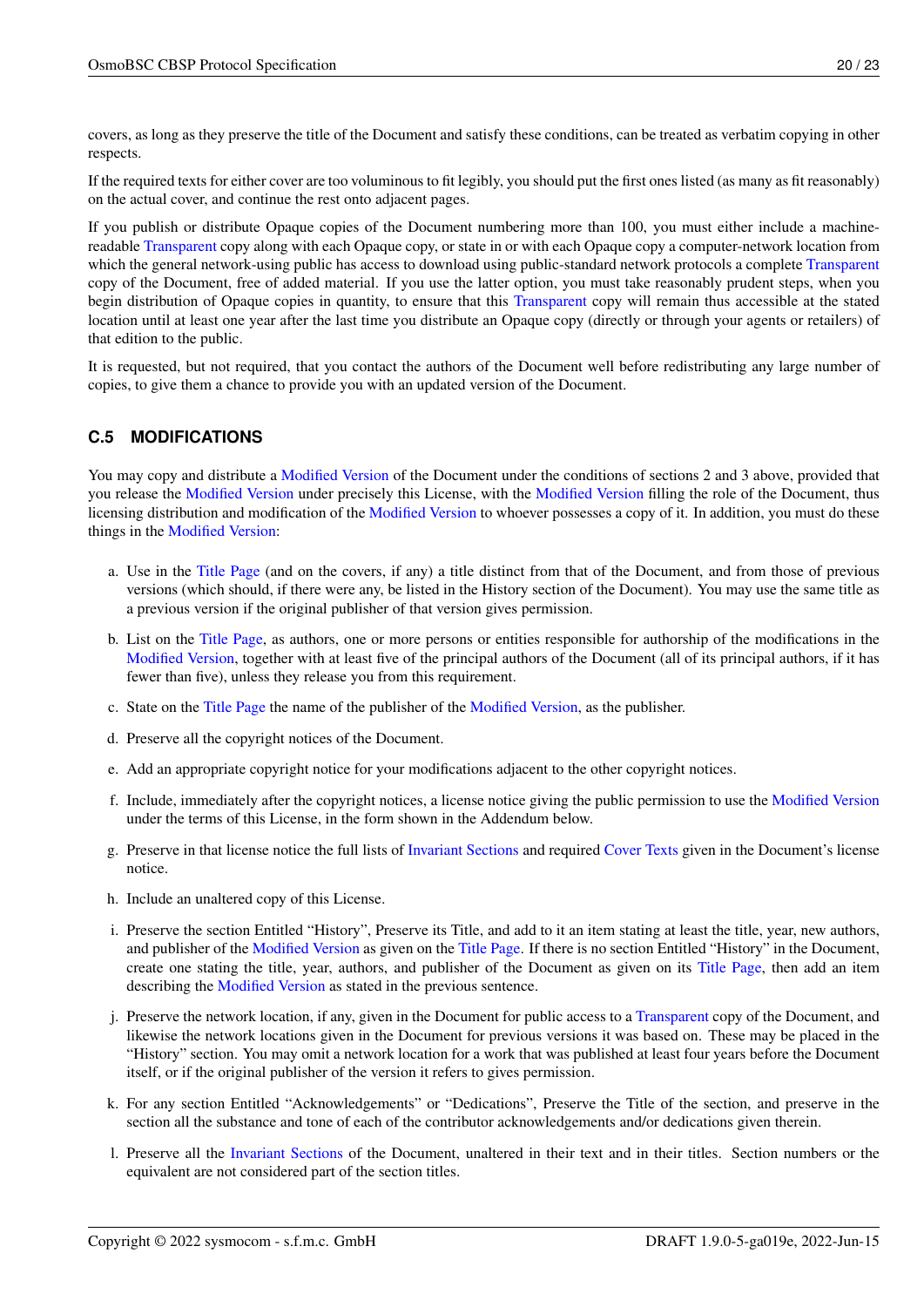covers, as long as they preserve the title of the Document and satisfy these conditions, can be treated as verbatim copying in other respects.

If the required texts for either cover are too voluminous to fit legibly, you should put the first ones listed (as many as fit reasonably) on the actual cover, and continue the rest onto adjacent pages.

If you publish or distribute Opaque copies of the Document numbering more than 100, you must either include a machine-readable Transparent copy along with each Opaque copy, or state in or with each Opaque copy a computer-network location from which the general network-using public has access to download using public-standard network protocols a complete Transparent copy of the Document, free of added material. If you use the latter option, you must take reasonably prudent steps, when you begin distribution of Opaque copies in quantity, to ensure that this Transparent copy will remain thus accessible at the stated location until at least one year after the last time you distribute an Opaque copy (directly or through your agents or retailers) of that edition to the public.

It is requested, but not required, that you contact the authors of the Document well before redistributing any large number of copies, to give them a chance to provide you with an updated version of the Document.

## C.5 MODIFICATIONS

You may copy and distribute a Modified Version of the Document under the conditions of sections 2 and 3 above, provided that you release the Modified Version under precisely this License, with the Modified Version filling the role of the Document, thus licensing distribution and modification of the Modified Version to whoever possesses a copy of it. In addition, you must do these things in the Modified Version:

a. Use in the Title Page (and on the covers, if any) a title distinct from that of the Document, and from those of previous versions (which should, if there were any, be listed in the History section of the Document). You may use the same title as a previous version if the original publisher of that version gives permission.

b. List on the Title Page, as authors, one or more persons or entities responsible for authorship of the modifications in the Modified Version, together with at least five of the principal authors of the Document (all of its principal authors, if it has fewer than five), unless they release you from this requirement.

c. State on the Title Page the name of the publisher of the Modified Version, as the publisher.

d. Preserve all the copyright notices of the Document.

e. Add an appropriate copyright notice for your modifications adjacent to the other copyright notices.

f. Include, immediately after the copyright notices, a license notice giving the public permission to use the Modified Version under the terms of this License, in the form shown in the Addendum below.

g. Preserve in that license notice the full lists of Invariant Sections and required Cover Texts given in the Document's license notice.

h. Include an unaltered copy of this License.

i. Preserve the section Entitled "History", Preserve its Title, and add to it an item stating at least the title, year, new authors, and publisher of the Modified Version as given on the Title Page. If there is no section Entitled "History" in the Document, create one stating the title, year, authors, and publisher of the Document as given on its Title Page, then add an item describing the Modified Version as stated in the previous sentence.

j. Preserve the network location, if any, given in the Document for public access to a Transparent copy of the Document, and likewise the network locations given in the Document for previous versions it was based on. These may be placed in the "History" section. You may omit a network location for a work that was published at least four years before the Document itself, or if the original publisher of the version it refers to gives permission.

k. For any section Entitled "Acknowledgements" or "Dedications", Preserve the Title of the section, and preserve in the section all the substance and tone of each of the contributor acknowledgements and/or dedications given therein.

l. Preserve all the Invariant Sections of the Document, unaltered in their text and in their titles. Section numbers or the equivalent are not considered part of the section titles.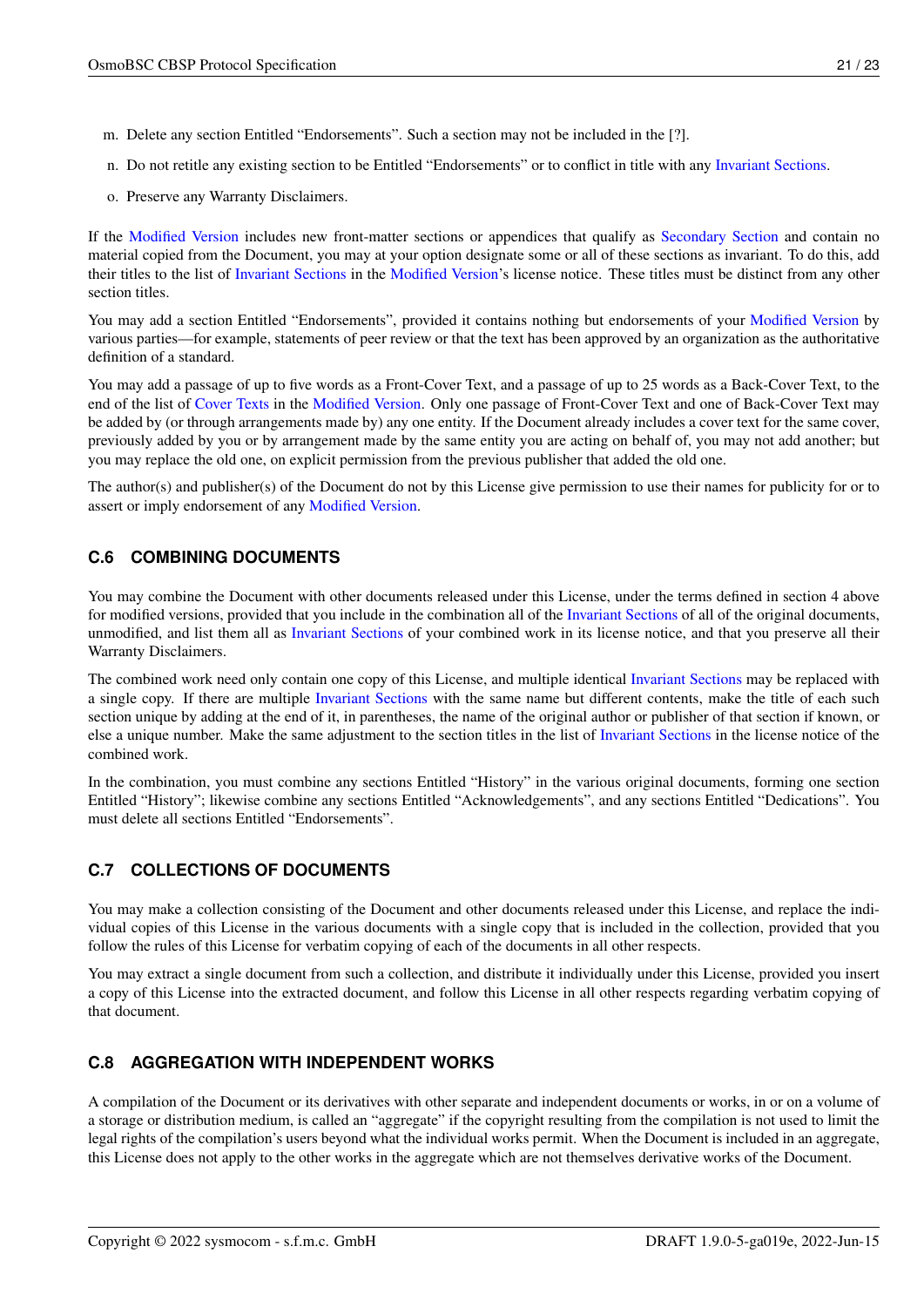m. Delete any section Entitled "Endorsements". Such a section may not be included in the [?].

n. Do not retitle any existing section to be Entitled "Endorsements" or to conflict in title with any Invariant Sections.

o. Preserve any Warranty Disclaimers.

If the Modified Version includes new front-matter sections or appendices that qualify as Secondary Section and contain no material copied from the Document, you may at your option designate some or all of these sections as invariant. To do this, add their titles to the list of Invariant Sections in the Modified Version's license notice. These titles must be distinct from any other section titles.

You may add a section Entitled "Endorsements", provided it contains nothing but endorsements of your Modified Version by various parties—for example, statements of peer review or that the text has been approved by an organization as the authoritative definition of a standard.

You may add a passage of up to five words as a Front-Cover Text, and a passage of up to 25 words as a Back-Cover Text, to the end of the list of Cover Texts in the Modified Version. Only one passage of Front-Cover Text and one of Back-Cover Text may be added by (or through arrangements made by) any one entity. If the Document already includes a cover text for the same cover, previously added by you or by arrangement made by the same entity you are acting on behalf of, you may not add another; but you may replace the old one, on explicit permission from the previous publisher that added the old one.

The author(s) and publisher(s) of the Document do not by this License give permission to use their names for publicity for or to assert or imply endorsement of any Modified Version.

## C.6 COMBINING DOCUMENTS

You may combine the Document with other documents released under this License, under the terms defined in section 4 above for modified versions, provided that you include in the combination all of the Invariant Sections of all of the original documents, unmodified, and list them all as Invariant Sections of your combined work in its license notice, and that you preserve all their Warranty Disclaimers.

The combined work need only contain one copy of this License, and multiple identical Invariant Sections may be replaced with a single copy. If there are multiple Invariant Sections with the same name but different contents, make the title of each such section unique by adding at the end of it, in parentheses, the name of the original author or publisher of that section if known, or else a unique number. Make the same adjustment to the section titles in the list of Invariant Sections in the license notice of the combined work.

In the combination, you must combine any sections Entitled "History" in the various original documents, forming one section Entitled "History"; likewise combine any sections Entitled "Acknowledgements", and any sections Entitled "Dedications". You must delete all sections Entitled "Endorsements".

## C.7 COLLECTIONS OF DOCUMENTS

You may make a collection consisting of the Document and other documents released under this License, and replace the individual copies of this License in the various documents with a single copy that is included in the collection, provided that you follow the rules of this License for verbatim copying of each of the documents in all other respects.

You may extract a single document from such a collection, and distribute it individually under this License, provided you insert a copy of this License into the extracted document, and follow this License in all other respects regarding verbatim copying of that document.

## C.8 AGGREGATION WITH INDEPENDENT WORKS

A compilation of the Document or its derivatives with other separate and independent documents or works, in or on a volume of a storage or distribution medium, is called an "aggregate" if the copyright resulting from the compilation is not used to limit the legal rights of the compilation's users beyond what the individual works permit. When the Document is included in an aggregate, this License does not apply to the other works in the aggregate which are not themselves derivative works of the Document.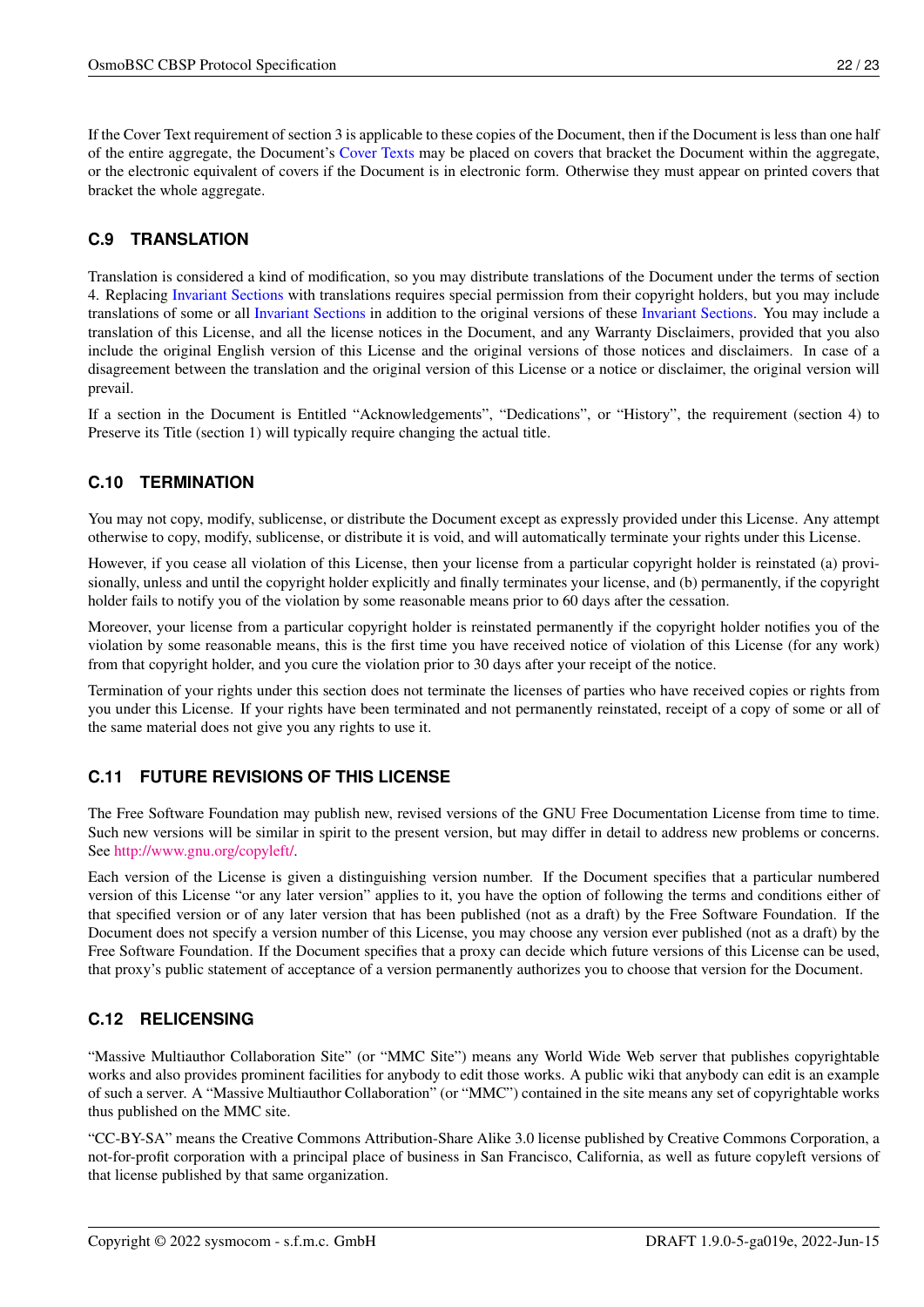If the Cover Text requirement of section 3 is applicable to these copies of the Document, then if the Document is less than one half of the entire aggregate, the Document's Cover Texts may be placed on covers that bracket the Document within the aggregate, or the electronic equivalent of covers if the Document is in electronic form. Otherwise they must appear on printed covers that bracket the whole aggregate.

### C.9 TRANSLATION

Translation is considered a kind of modification, so you may distribute translations of the Document under the terms of section 4. Replacing Invariant Sections with translations requires special permission from their copyright holders, but you may include translations of some or all Invariant Sections in addition to the original versions of these Invariant Sections. You may include a translation of this License, and all the license notices in the Document, and any Warranty Disclaimers, provided that you also include the original English version of this License and the original versions of those notices and disclaimers. In case of a disagreement between the translation and the original version of this License or a notice or disclaimer, the original version will prevail.

If a section in the Document is Entitled "Acknowledgements", "Dedications", or "History", the requirement (section 4) to Preserve its Title (section 1) will typically require changing the actual title.

### C.10 TERMINATION

You may not copy, modify, sublicense, or distribute the Document except as expressly provided under this License. Any attempt otherwise to copy, modify, sublicense, or distribute it is void, and will automatically terminate your rights under this License.

However, if you cease all violation of this License, then your license from a particular copyright holder is reinstated (a) provisionally, unless and until the copyright holder explicitly and finally terminates your license, and (b) permanently, if the copyright holder fails to notify you of the violation by some reasonable means prior to 60 days after the cessation.

Moreover, your license from a particular copyright holder is reinstated permanently if the copyright holder notifies you of the violation by some reasonable means, this is the first time you have received notice of violation of this License (for any work) from that copyright holder, and you cure the violation prior to 30 days after your receipt of the notice.

Termination of your rights under this section does not terminate the licenses of parties who have received copies or rights from you under this License. If your rights have been terminated and not permanently reinstated, receipt of a copy of some or all of the same material does not give you any rights to use it.

### C.11 FUTURE REVISIONS OF THIS LICENSE

The Free Software Foundation may publish new, revised versions of the GNU Free Documentation License from time to time. Such new versions will be similar in spirit to the present version, but may differ in detail to address new problems or concerns. See http://www.gnu.org/copyleft/.

Each version of the License is given a distinguishing version number. If the Document specifies that a particular numbered version of this License "or any later version" applies to it, you have the option of following the terms and conditions either of that specified version or of any later version that has been published (not as a draft) by the Free Software Foundation. If the Document does not specify a version number of this License, you may choose any version ever published (not as a draft) by the Free Software Foundation. If the Document specifies that a proxy can decide which future versions of this License can be used, that proxy's public statement of acceptance of a version permanently authorizes you to choose that version for the Document.

### C.12 RELICENSING

"Massive Multiauthor Collaboration Site" (or "MMC Site") means any World Wide Web server that publishes copyrightable works and also provides prominent facilities for anybody to edit those works. A public wiki that anybody can edit is an example of such a server. A "Massive Multiauthor Collaboration" (or "MMC") contained in the site means any set of copyrightable works thus published on the MMC site.

"CC-BY-SA" means the Creative Commons Attribution-Share Alike 3.0 license published by Creative Commons Corporation, a not-for-profit corporation with a principal place of business in San Francisco, California, as well as future copyleft versions of that license published by that same organization.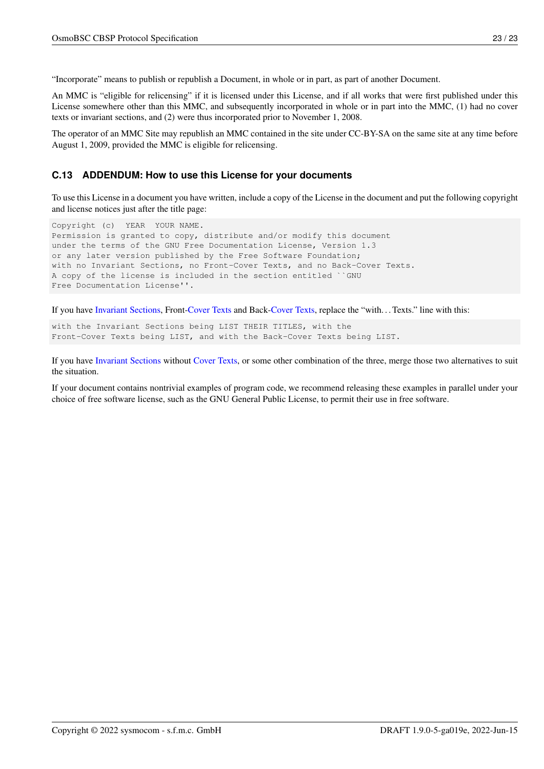"Incorporate" means to publish or republish a Document, in whole or in part, as part of another Document.

An MMC is "eligible for relicensing" if it is licensed under this License, and if all works that were first published under this License somewhere other than this MMC, and subsequently incorporated in whole or in part into the MMC, (1) had no cover texts or invariant sections, and (2) were thus incorporated prior to November 1, 2008.

The operator of an MMC Site may republish an MMC contained in the site under CC-BY-SA on the same site at any time before August 1, 2009, provided the MMC is eligible for relicensing.

### C.13 ADDENDUM: How to use this License for your documents

To use this License in a document you have written, include a copy of the License in the document and put the following copyright and license notices just after the title page:

```
Copyright (c)  YEAR  YOUR NAME.
Permission is granted to copy, distribute and/or modify this document
under the terms of the GNU Free Documentation License, Version 1.3
or any later version published by the Free Software Foundation;
with no Invariant Sections, no Front-Cover Texts, and no Back-Cover Texts.
A copy of the license is included in the section entitled ``GNU
Free Documentation License''.
```

If you have Invariant Sections, Front-Cover Texts and Back-Cover Texts, replace the "with…Texts." line with this:

```
with the Invariant Sections being LIST THEIR TITLES, with the
Front-Cover Texts being LIST, and with the Back-Cover Texts being LIST.
```

If you have Invariant Sections without Cover Texts, or some other combination of the three, merge those two alternatives to suit the situation.

If your document contains nontrivial examples of program code, we recommend releasing these examples in parallel under your choice of free software license, such as the GNU General Public License, to permit their use in free software.